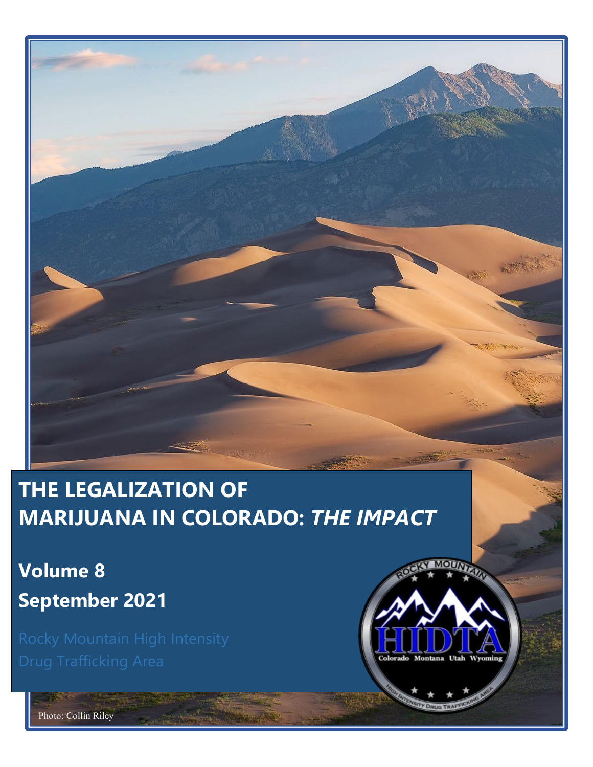# THE LEGALIZATION OF MARIJUANA IN COLORADO: *THE IMPACT*

**Volume 8**

**September 2021**

Rocky Mountain High Intensity Drug Trafficking Area

Photo: Collin Riley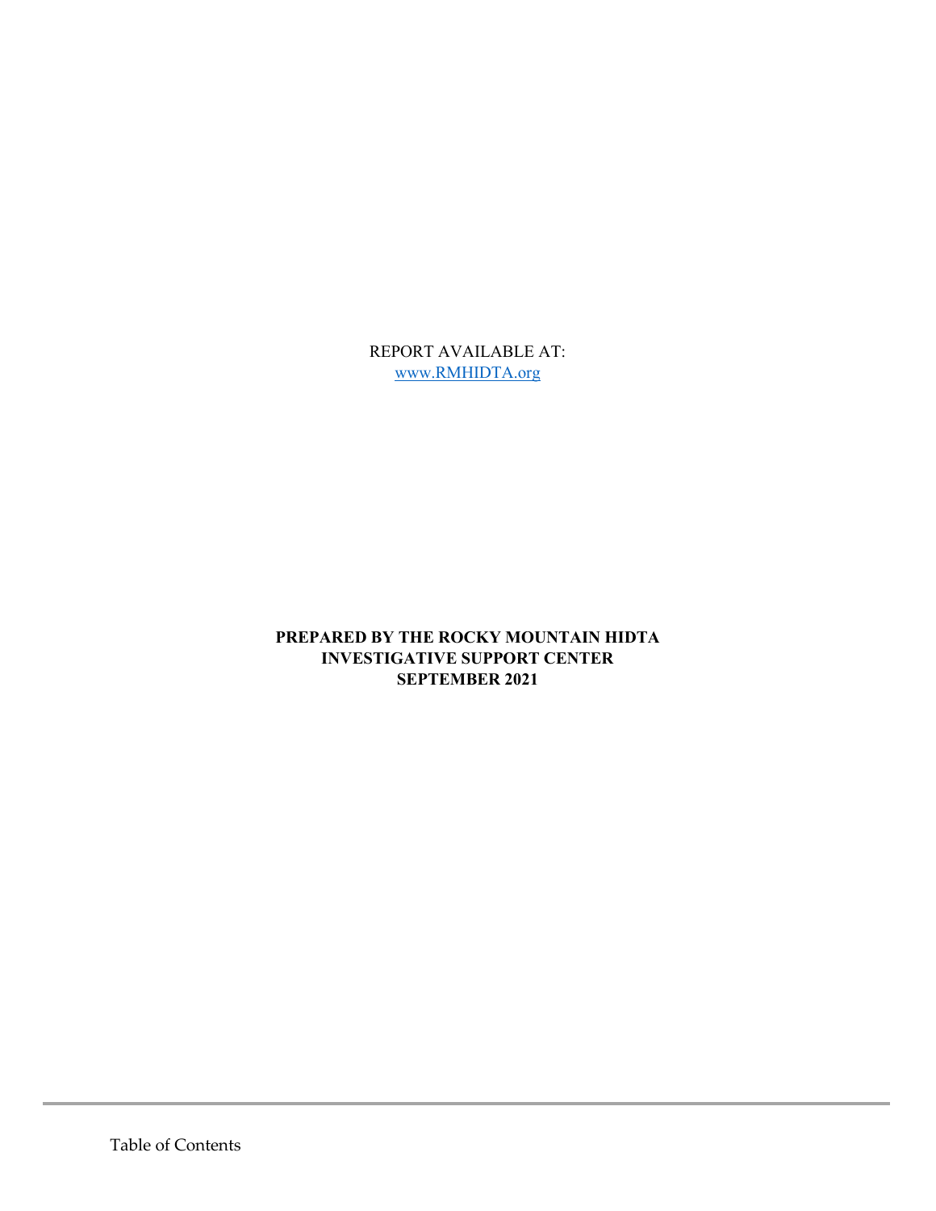REPORT AVAILABLE AT:
[www.RMHIDTA.org](http://www.RMHIDTA.org)

**PREPARED BY THE ROCKY MOUNTAIN HIDTA**
**INVESTIGATIVE SUPPORT CENTER**
**SEPTEMBER 2021**

Table of Contents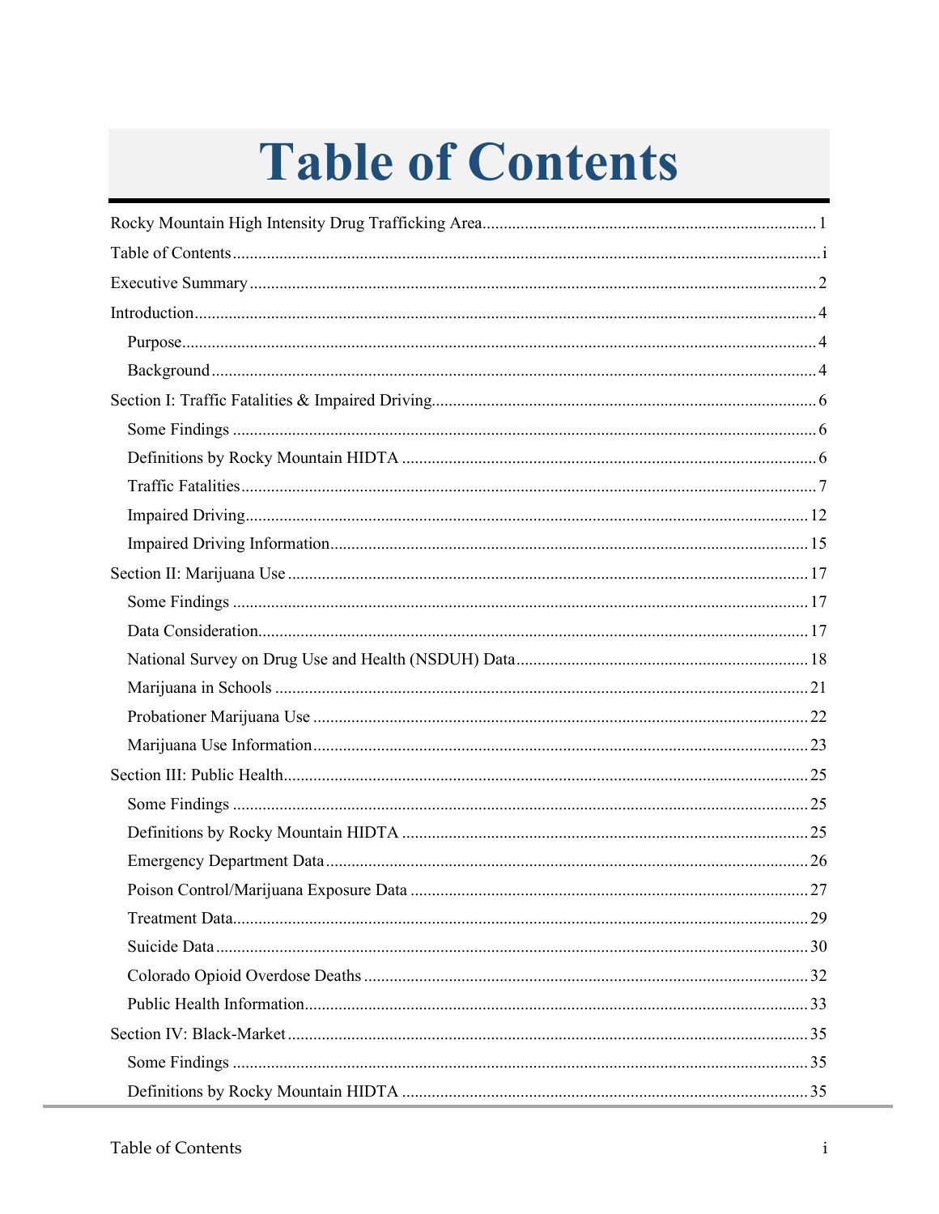# Table of Contents

Rocky Mountain High Intensity Drug Trafficking Area ............ 1

Table of Contents ............ i

Executive Summary ............ 2

Introduction ............ 4

- Purpose ............ 4
- Background ............ 4

Section I: Traffic Fatalities & Impaired Driving ............ 6

- Some Findings ............ 6
- Definitions by Rocky Mountain HIDTA ............ 6
- Traffic Fatalities ............ 7
- Impaired Driving ............ 12
- Impaired Driving Information ............ 15

Section II: Marijuana Use ............ 17

- Some Findings ............ 17
- Data Consideration ............ 17
- National Survey on Drug Use and Health (NSDUH) Data ............ 18
- Marijuana in Schools ............ 21
- Probationer Marijuana Use ............ 22
- Marijuana Use Information ............ 23

Section III: Public Health ............ 25

- Some Findings ............ 25
- Definitions by Rocky Mountain HIDTA ............ 25
- Emergency Department Data ............ 26
- Poison Control/Marijuana Exposure Data ............ 27
- Treatment Data ............ 29
- Suicide Data ............ 30
- Colorado Opioid Overdose Deaths ............ 32
- Public Health Information ............ 33

Section IV: Black-Market ............ 35

- Some Findings ............ 35
- Definitions by Rocky Mountain HIDTA ............ 35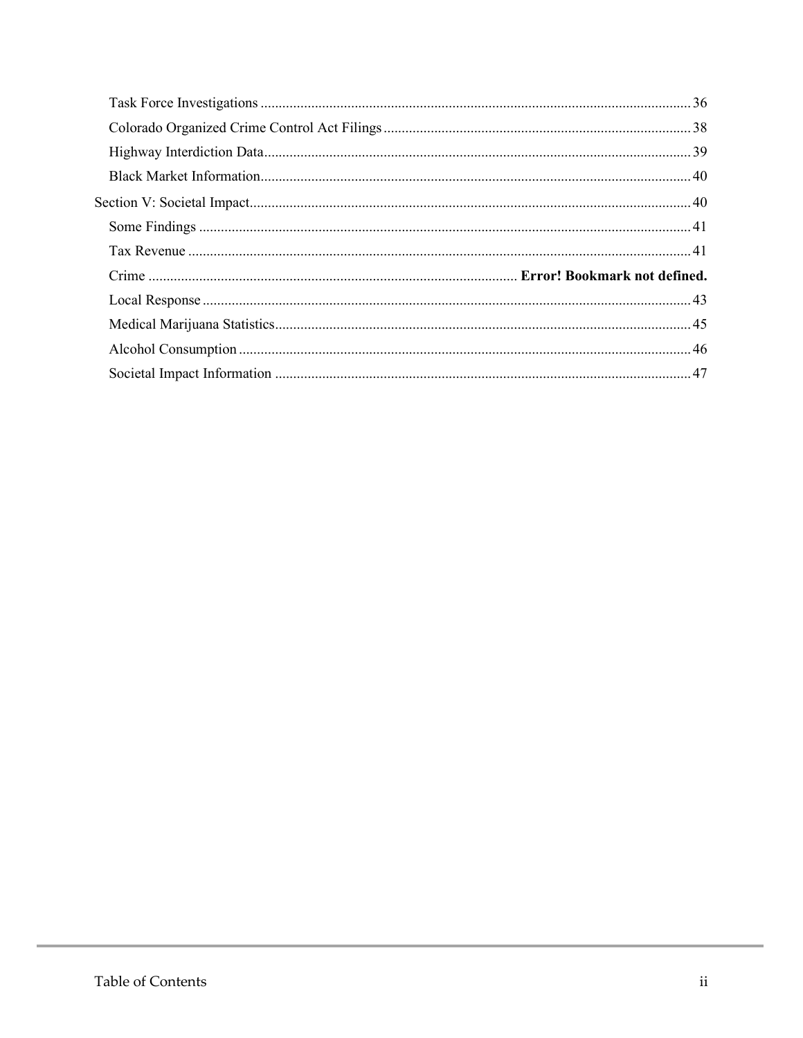- Task Force Investigations ..... 36
- Colorado Organized Crime Control Act Filings ..... 38
- Highway Interdiction Data ..... 39
- Black Market Information ..... 40

Section V: Societal Impact ..... 40

- Some Findings ..... 41
- Tax Revenue ..... 41
- Crime ..... **Error! Bookmark not defined.**
- Local Response ..... 43
- Medical Marijuana Statistics ..... 45
- Alcohol Consumption ..... 46
- Societal Impact Information ..... 47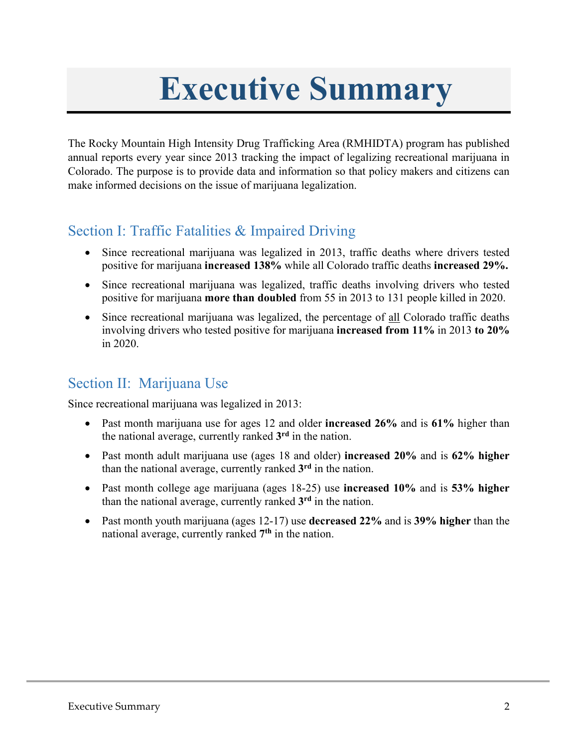# Executive Summary

The Rocky Mountain High Intensity Drug Trafficking Area (RMHIDTA) program has published annual reports every year since 2013 tracking the impact of legalizing recreational marijuana in Colorado. The purpose is to provide data and information so that policy makers and citizens can make informed decisions on the issue of marijuana legalization.

## Section I: Traffic Fatalities & Impaired Driving

- Since recreational marijuana was legalized in 2013, traffic deaths where drivers tested positive for marijuana **increased 138%** while all Colorado traffic deaths **increased 29%.**
- Since recreational marijuana was legalized, traffic deaths involving drivers who tested positive for marijuana **more than doubled** from 55 in 2013 to 131 people killed in 2020.
- Since recreational marijuana was legalized, the percentage of all Colorado traffic deaths involving drivers who tested positive for marijuana **increased from 11%** in 2013 **to 20%** in 2020.

## Section II: Marijuana Use

Since recreational marijuana was legalized in 2013:

- Past month marijuana use for ages 12 and older **increased 26%** and is **61%** higher than the national average, currently ranked **3rd** in the nation.
- Past month adult marijuana use (ages 18 and older) **increased 20%** and is **62% higher** than the national average, currently ranked **3rd** in the nation.
- Past month college age marijuana (ages 18-25) use **increased 10%** and is **53% higher** than the national average, currently ranked **3rd** in the nation.
- Past month youth marijuana (ages 12-17) use **decreased 22%** and is **39% higher** than the national average, currently ranked **7th** in the nation.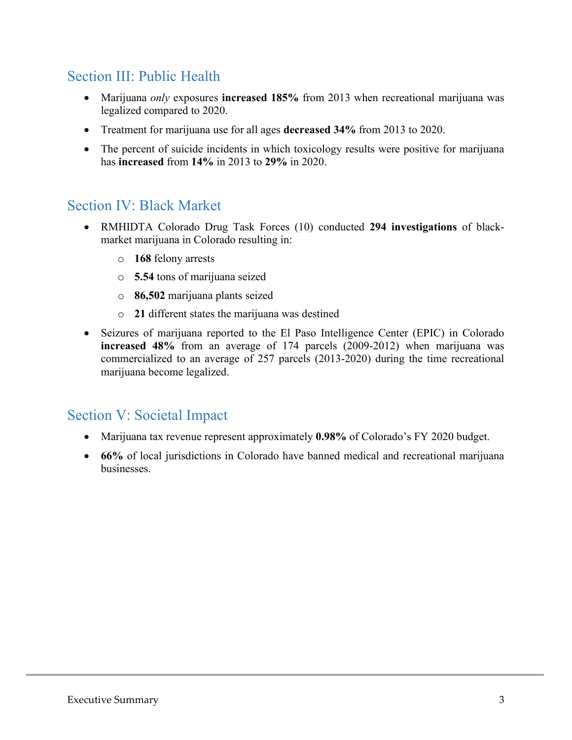## Section III: Public Health

- Marijuana *only* exposures **increased 185%** from 2013 when recreational marijuana was legalized compared to 2020.
- Treatment for marijuana use for all ages **decreased 34%** from 2013 to 2020.
- The percent of suicide incidents in which toxicology results were positive for marijuana has **increased** from **14%** in 2013 to **29%** in 2020.

## Section IV: Black Market

- RMHIDTA Colorado Drug Task Forces (10) conducted **294 investigations** of black-market marijuana in Colorado resulting in:
  - **168** felony arrests
  - **5.54** tons of marijuana seized
  - **86,502** marijuana plants seized
  - **21** different states the marijuana was destined
- Seizures of marijuana reported to the El Paso Intelligence Center (EPIC) in Colorado **increased 48%** from an average of 174 parcels (2009-2012) when marijuana was commercialized to an average of 257 parcels (2013-2020) during the time recreational marijuana become legalized.

## Section V: Societal Impact

- Marijuana tax revenue represent approximately **0.98%** of Colorado's FY 2020 budget.
- **66%** of local jurisdictions in Colorado have banned medical and recreational marijuana businesses.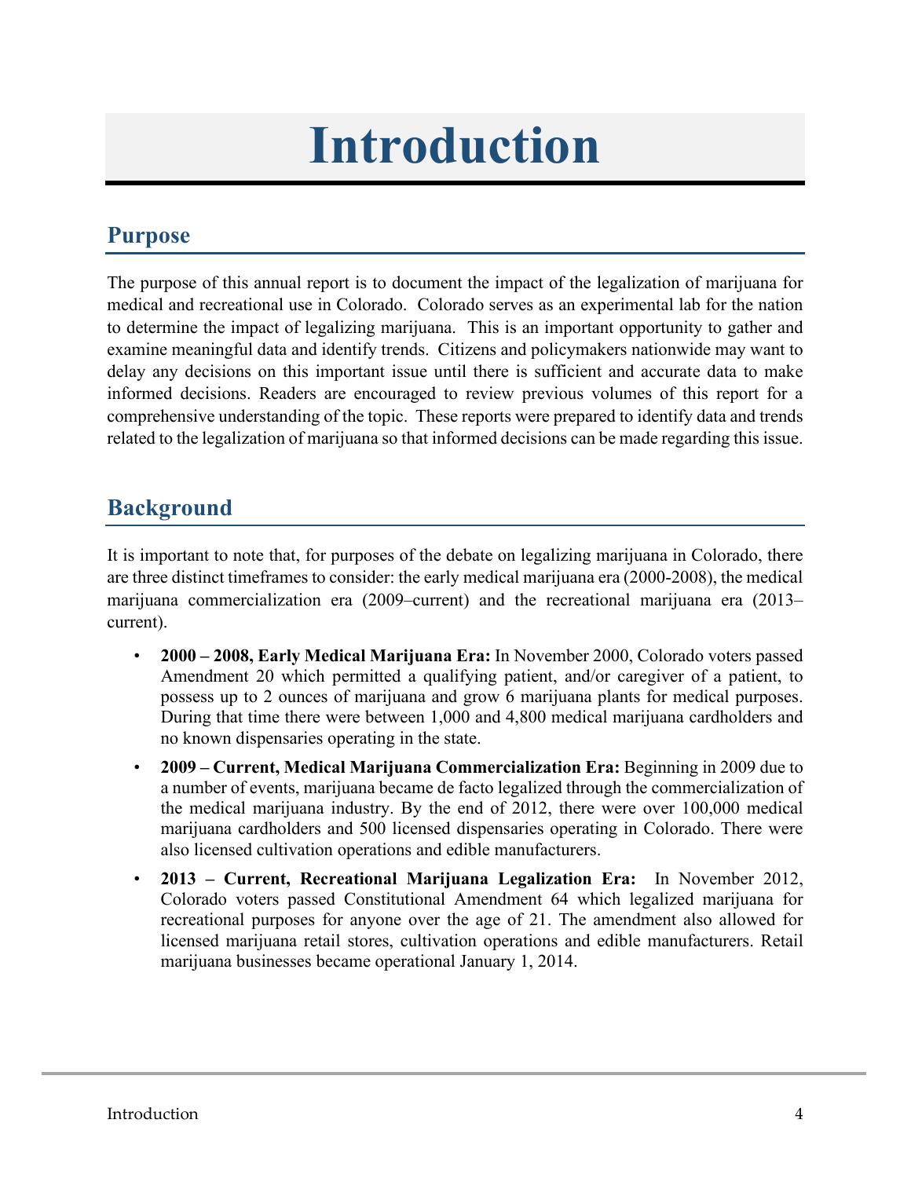# Introduction

## Purpose

The purpose of this annual report is to document the impact of the legalization of marijuana for medical and recreational use in Colorado. Colorado serves as an experimental lab for the nation to determine the impact of legalizing marijuana. This is an important opportunity to gather and examine meaningful data and identify trends. Citizens and policymakers nationwide may want to delay any decisions on this important issue until there is sufficient and accurate data to make informed decisions. Readers are encouraged to review previous volumes of this report for a comprehensive understanding of the topic. These reports were prepared to identify data and trends related to the legalization of marijuana so that informed decisions can be made regarding this issue.

## Background

It is important to note that, for purposes of the debate on legalizing marijuana in Colorado, there are three distinct timeframes to consider: the early medical marijuana era (2000-2008), the medical marijuana commercialization era (2009–current) and the recreational marijuana era (2013–current).

- **2000 – 2008, Early Medical Marijuana Era:** In November 2000, Colorado voters passed Amendment 20 which permitted a qualifying patient, and/or caregiver of a patient, to possess up to 2 ounces of marijuana and grow 6 marijuana plants for medical purposes. During that time there were between 1,000 and 4,800 medical marijuana cardholders and no known dispensaries operating in the state.
- **2009 – Current, Medical Marijuana Commercialization Era:** Beginning in 2009 due to a number of events, marijuana became de facto legalized through the commercialization of the medical marijuana industry. By the end of 2012, there were over 100,000 medical marijuana cardholders and 500 licensed dispensaries operating in Colorado. There were also licensed cultivation operations and edible manufacturers.
- **2013 – Current, Recreational Marijuana Legalization Era:** In November 2012, Colorado voters passed Constitutional Amendment 64 which legalized marijuana for recreational purposes for anyone over the age of 21. The amendment also allowed for licensed marijuana retail stores, cultivation operations and edible manufacturers. Retail marijuana businesses became operational January 1, 2014.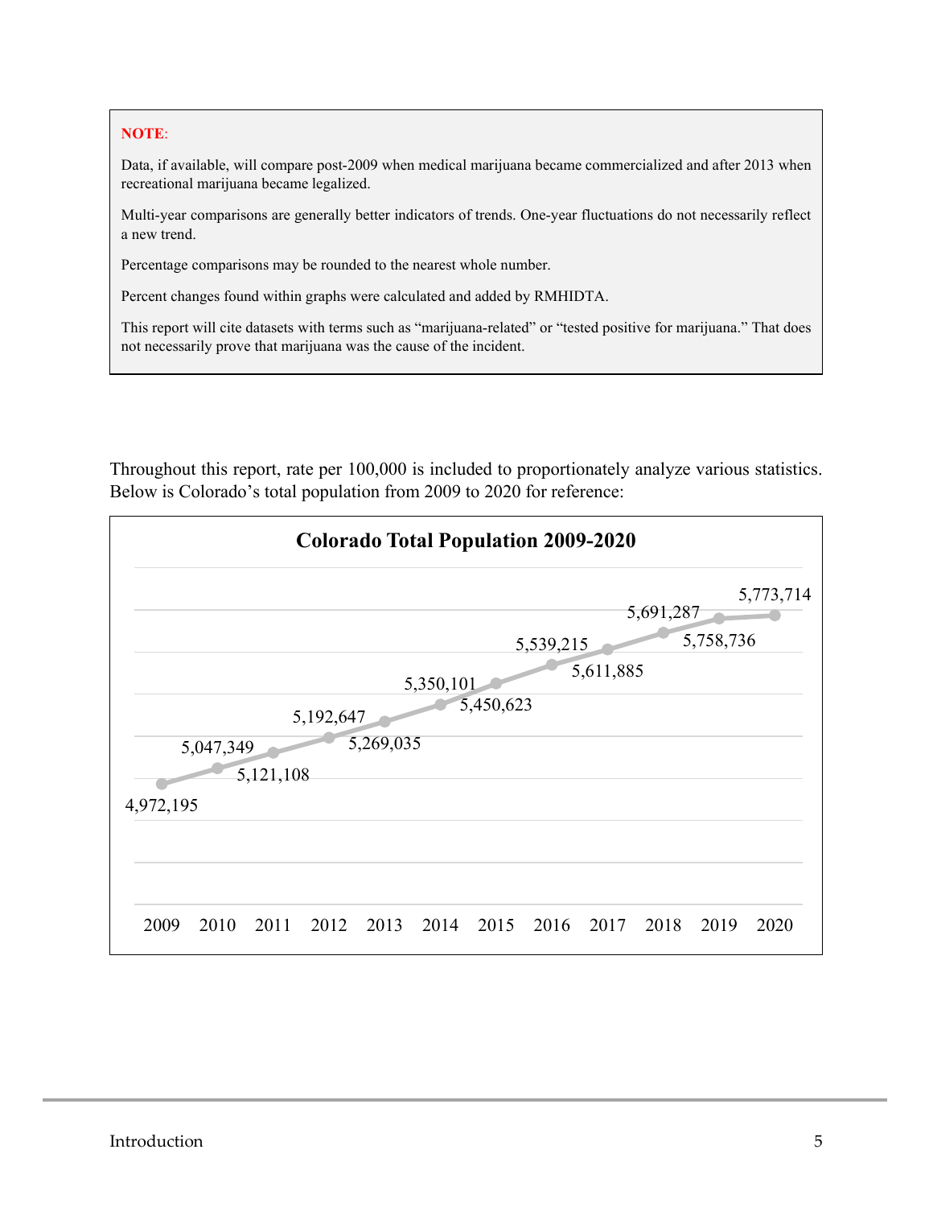**NOTE**:

Data, if available, will compare post-2009 when medical marijuana became commercialized and after 2013 when recreational marijuana became legalized.

Multi-year comparisons are generally better indicators of trends. One-year fluctuations do not necessarily reflect a new trend.

Percentage comparisons may be rounded to the nearest whole number.

Percent changes found within graphs were calculated and added by RMHIDTA.

This report will cite datasets with terms such as "marijuana-related" or "tested positive for marijuana." That does not necessarily prove that marijuana was the cause of the incident.

Throughout this report, rate per 100,000 is included to proportionately analyze various statistics. Below is Colorado's total population from 2009 to 2020 for reference:

**Colorado Total Population 2009-2020**

| Year | Population |
|---|---|
| 2009 | 4,972,195 |
| 2010 | 5,047,349 |
| 2011 | 5,121,108 |
| 2012 | 5,192,647 |
| 2013 | 5,269,035 |
| 2014 | 5,350,101 |
| 2015 | 5,450,623 |
| 2016 | 5,539,215 |
| 2017 | 5,611,885 |
| 2018 | 5,691,287 |
| 2019 | 5,758,736 |
| 2020 | 5,773,714 |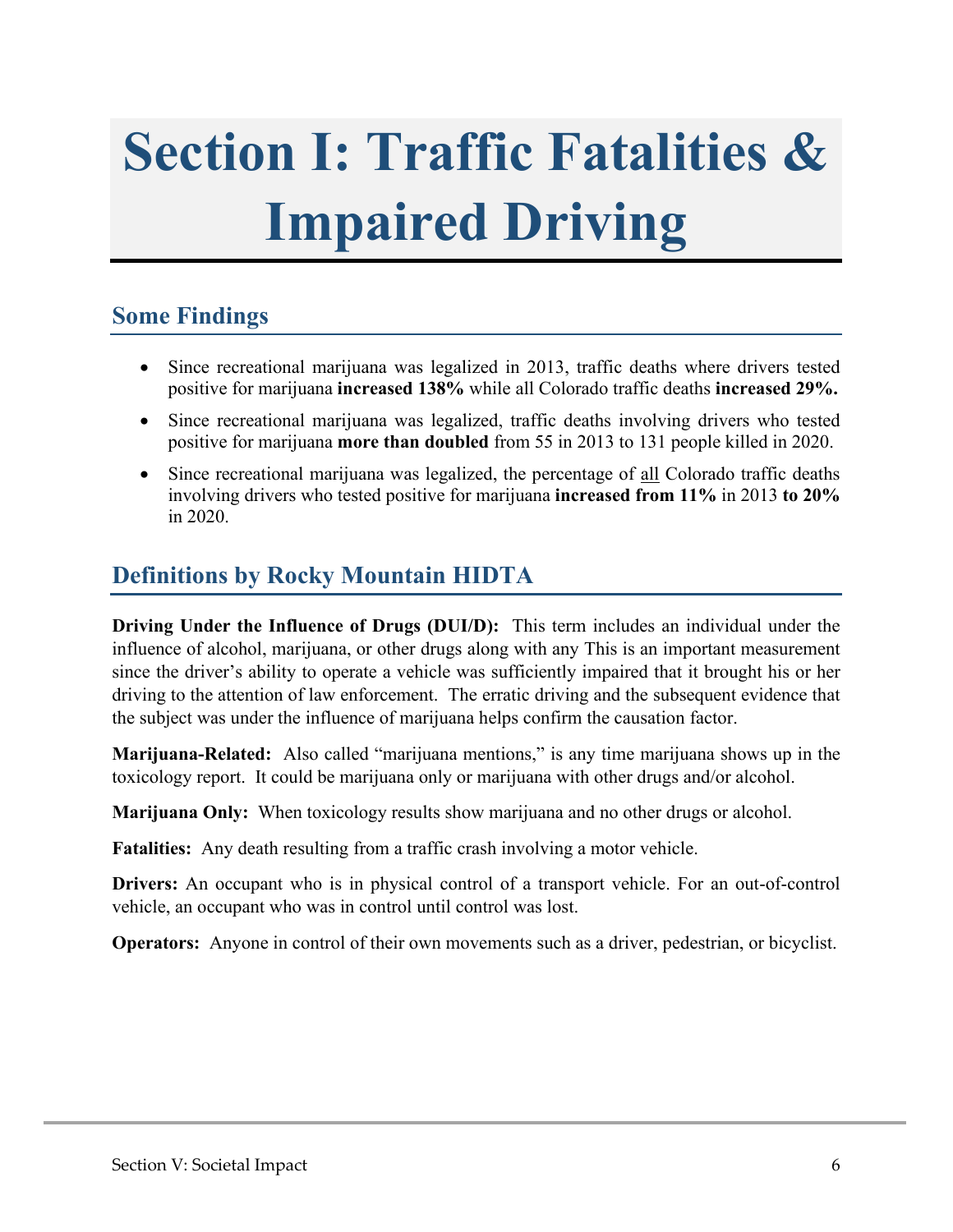# Section I: Traffic Fatalities & Impaired Driving

## Some Findings

- Since recreational marijuana was legalized in 2013, traffic deaths where drivers tested positive for marijuana **increased 138%** while all Colorado traffic deaths **increased 29%.**
- Since recreational marijuana was legalized, traffic deaths involving drivers who tested positive for marijuana **more than doubled** from 55 in 2013 to 131 people killed in 2020.
- Since recreational marijuana was legalized, the percentage of <u>all</u> Colorado traffic deaths involving drivers who tested positive for marijuana **increased from 11%** in 2013 **to 20%** in 2020.

## Definitions by Rocky Mountain HIDTA

**Driving Under the Influence of Drugs (DUI/D):** This term includes an individual under the influence of alcohol, marijuana, or other drugs along with any This is an important measurement since the driver's ability to operate a vehicle was sufficiently impaired that it brought his or her driving to the attention of law enforcement. The erratic driving and the subsequent evidence that the subject was under the influence of marijuana helps confirm the causation factor.

**Marijuana-Related:** Also called "marijuana mentions," is any time marijuana shows up in the toxicology report. It could be marijuana only or marijuana with other drugs and/or alcohol.

**Marijuana Only:** When toxicology results show marijuana and no other drugs or alcohol.

**Fatalities:** Any death resulting from a traffic crash involving a motor vehicle.

**Drivers:** An occupant who is in physical control of a transport vehicle. For an out-of-control vehicle, an occupant who was in control until control was lost.

**Operators:** Anyone in control of their own movements such as a driver, pedestrian, or bicyclist.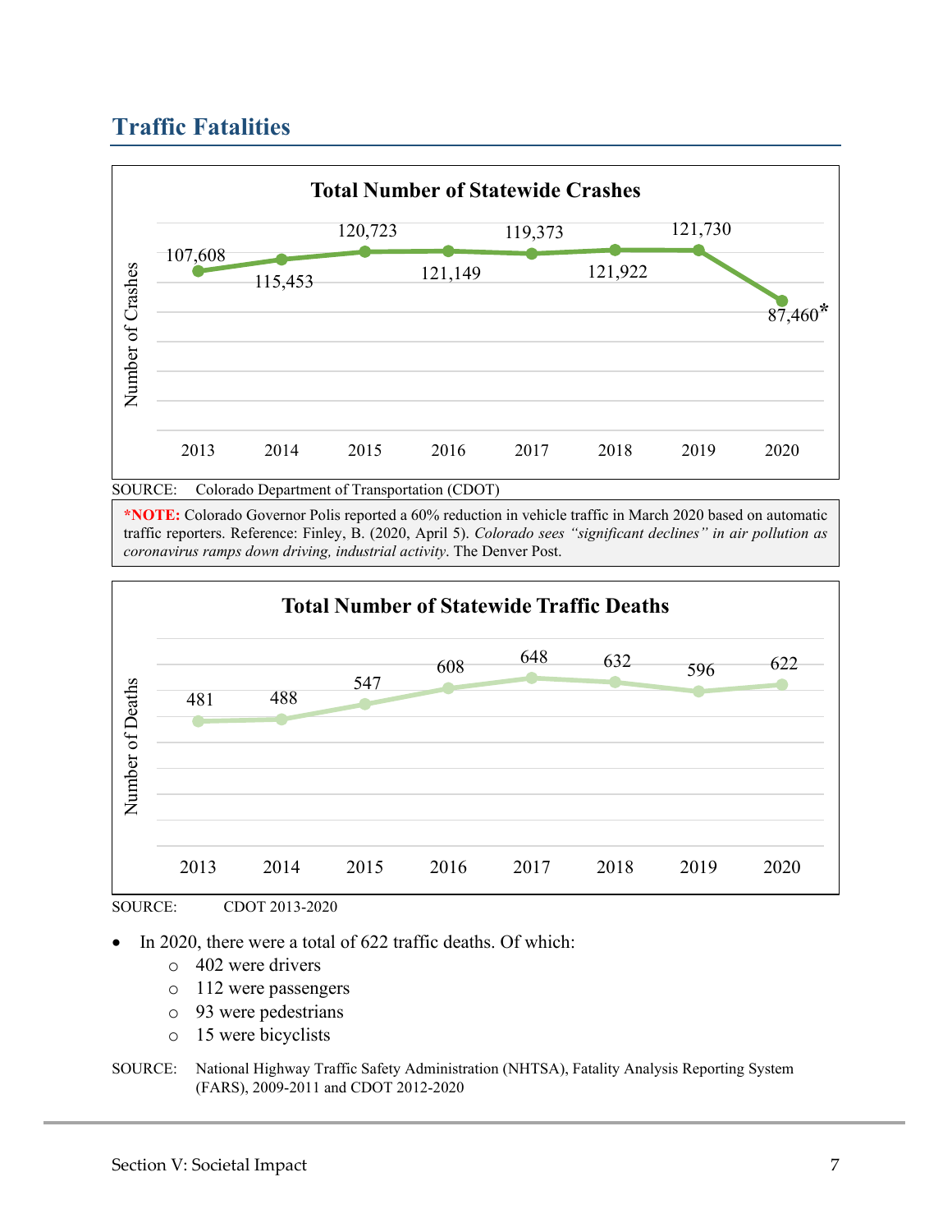## Traffic Fatalities

**Total Number of Statewide Crashes**

| Year | Number of Crashes |
|---|---|
| 2013 | 107,608 |
| 2014 | 115,453 |
| 2015 | 120,723 |
| 2016 | 121,149 |
| 2017 | 119,373 |
| 2018 | 121,922 |
| 2019 | 121,730 |
| 2020 | 87,460* |

SOURCE: Colorado Department of Transportation (CDOT)

**\*NOTE:** Colorado Governor Polis reported a 60% reduction in vehicle traffic in March 2020 based on automatic traffic reporters. Reference: Finley, B. (2020, April 5). *Colorado sees "significant declines" in air pollution as coronavirus ramps down driving, industrial activity*. The Denver Post.

**Total Number of Statewide Traffic Deaths**

| Year | Number of Deaths |
|---|---|
| 2013 | 481 |
| 2014 | 488 |
| 2015 | 547 |
| 2016 | 608 |
| 2017 | 648 |
| 2018 | 632 |
| 2019 | 596 |
| 2020 | 622 |

SOURCE: CDOT 2013-2020

- In 2020, there were a total of 622 traffic deaths. Of which:
  - 402 were drivers
  - 112 were passengers
  - 93 were pedestrians
  - 15 were bicyclists

SOURCE: National Highway Traffic Safety Administration (NHTSA), Fatality Analysis Reporting System (FARS), 2009-2011 and CDOT 2012-2020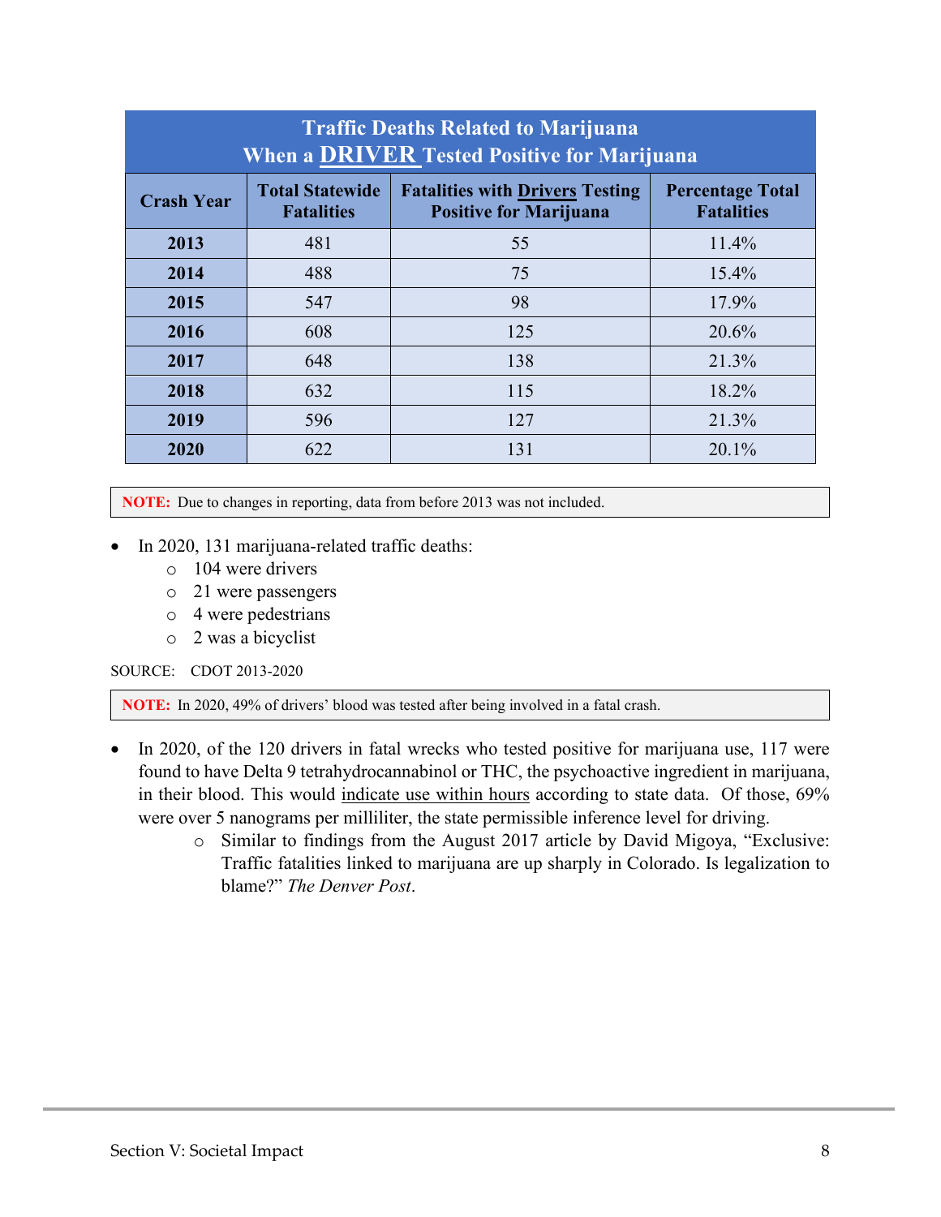| Traffic Deaths Related to Marijuana When a **DRIVER** Tested Positive for Marijuana | | | |
|---|---|---|---|
| **Crash Year** | **Total Statewide Fatalities** | **Fatalities with Drivers Testing Positive for Marijuana** | **Percentage Total Fatalities** |
| **2013** | 481 | 55 | 11.4% |
| **2014** | 488 | 75 | 15.4% |
| **2015** | 547 | 98 | 17.9% |
| **2016** | 608 | 125 | 20.6% |
| **2017** | 648 | 138 | 21.3% |
| **2018** | 632 | 115 | 18.2% |
| **2019** | 596 | 127 | 21.3% |
| **2020** | 622 | 131 | 20.1% |

**NOTE:** Due to changes in reporting, data from before 2013 was not included.

- In 2020, 131 marijuana-related traffic deaths:
  - 104 were drivers
  - 21 were passengers
  - 4 were pedestrians
  - 2 was a bicyclist

SOURCE: CDOT 2013-2020

**NOTE:** In 2020, 49% of drivers' blood was tested after being involved in a fatal crash.

- In 2020, of the 120 drivers in fatal wrecks who tested positive for marijuana use, 117 were found to have Delta 9 tetrahydrocannabinol or THC, the psychoactive ingredient in marijuana, in their blood. This would indicate use within hours according to state data. Of those, 69% were over 5 nanograms per milliliter, the state permissible inference level for driving.
  - Similar to findings from the August 2017 article by David Migoya, "Exclusive: Traffic fatalities linked to marijuana are up sharply in Colorado. Is legalization to blame?" *The Denver Post*.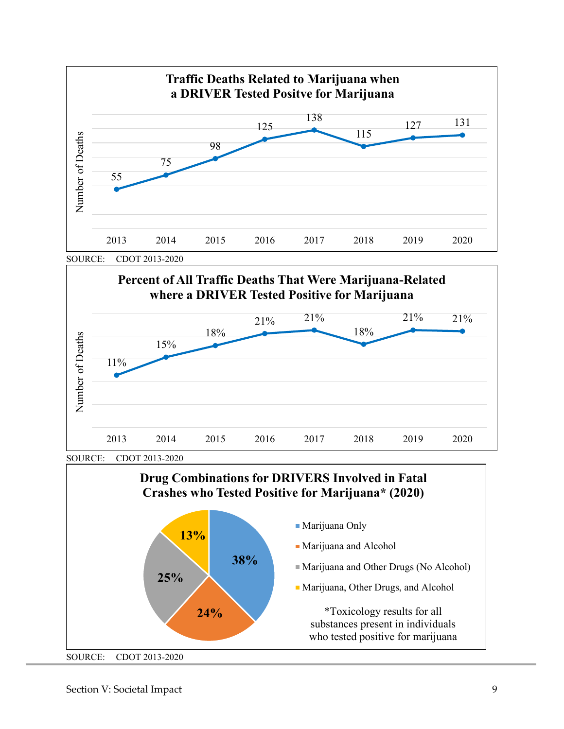**Traffic Deaths Related to Marijuana when a DRIVER Tested Positve for Marijuana**

| Year | Number of Deaths |
|---|---|
| 2013 | 55 |
| 2014 | 75 |
| 2015 | 98 |
| 2016 | 125 |
| 2017 | 138 |
| 2018 | 115 |
| 2019 | 127 |
| 2020 | 131 |

SOURCE: CDOT 2013-2020

**Percent of All Traffic Deaths That Were Marijuana-Related where a DRIVER Tested Positive for Marijuana**

| Year | Percent |
|---|---|
| 2013 | 11% |
| 2014 | 15% |
| 2015 | 18% |
| 2016 | 21% |
| 2017 | 21% |
| 2018 | 18% |
| 2019 | 21% |
| 2020 | 21% |

SOURCE: CDOT 2013-2020

**Drug Combinations for DRIVERS Involved in Fatal Crashes who Tested Positive for Marijuana* (2020)**

| Category | Percent |
|---|---|
| Marijuana Only | 38% |
| Marijuana and Alcohol | 24% |
| Marijuana and Other Drugs (No Alcohol) | 25% |
| Marijuana, Other Drugs, and Alcohol | 13% |

*Toxicology results for all substances present in individuals who tested positive for marijuana

SOURCE: CDOT 2013-2020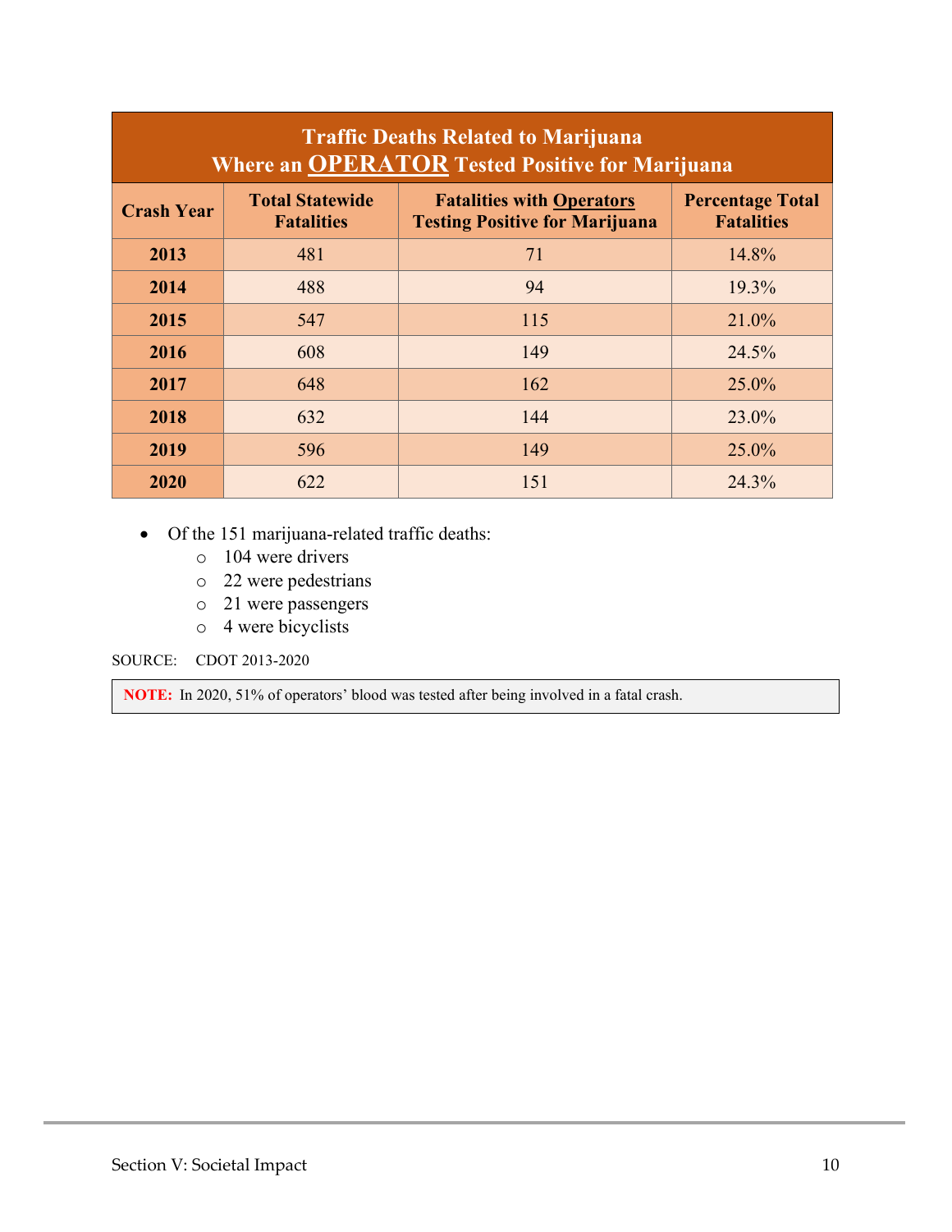| **Traffic Deaths Related to Marijuana Where an OPERATOR Tested Positive for Marijuana** | | | |
|---|---|---|---|
| **Crash Year** | **Total Statewide Fatalities** | **Fatalities with Operators Testing Positive for Marijuana** | **Percentage Total Fatalities** |
| **2013** | 481 | 71 | 14.8% |
| **2014** | 488 | 94 | 19.3% |
| **2015** | 547 | 115 | 21.0% |
| **2016** | 608 | 149 | 24.5% |
| **2017** | 648 | 162 | 25.0% |
| **2018** | 632 | 144 | 23.0% |
| **2019** | 596 | 149 | 25.0% |
| **2020** | 622 | 151 | 24.3% |

- Of the 151 marijuana-related traffic deaths:
  - 104 were drivers
  - 22 were pedestrians
  - 21 were passengers
  - 4 were bicyclists

SOURCE: CDOT 2013-2020

**NOTE:** In 2020, 51% of operators' blood was tested after being involved in a fatal crash.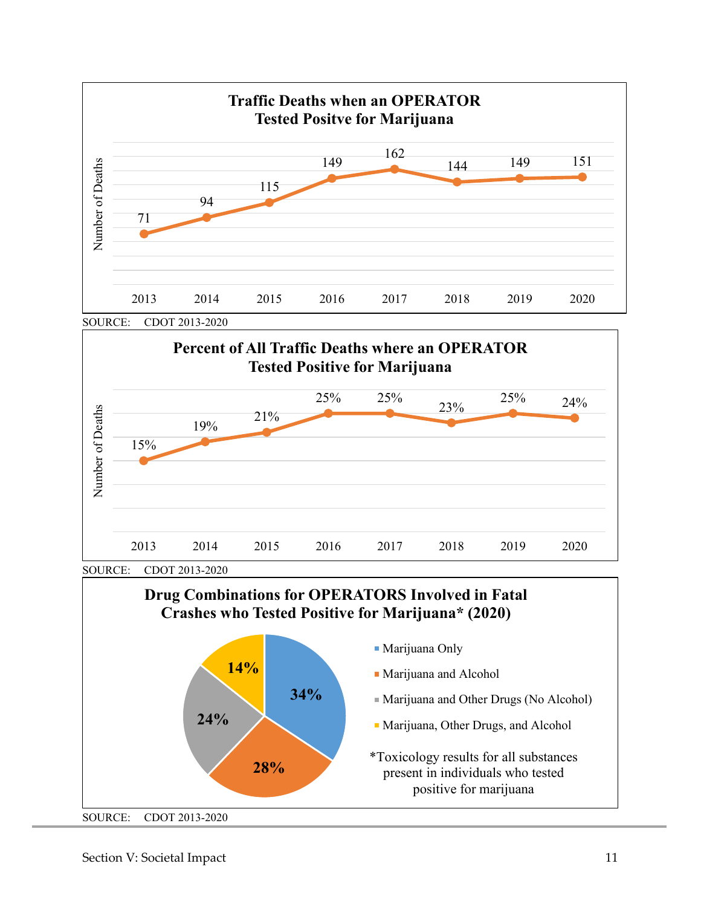**Traffic Deaths when an OPERATOR Tested Positve for Marijuana**

| Year | Number of Deaths |
|---|---|
| 2013 | 71 |
| 2014 | 94 |
| 2015 | 115 |
| 2016 | 149 |
| 2017 | 162 |
| 2018 | 144 |
| 2019 | 149 |
| 2020 | 151 |

SOURCE: CDOT 2013-2020

**Percent of All Traffic Deaths where an OPERATOR Tested Positive for Marijuana**

| Year | Percent |
|---|---|
| 2013 | 15% |
| 2014 | 19% |
| 2015 | 21% |
| 2016 | 25% |
| 2017 | 25% |
| 2018 | 23% |
| 2019 | 25% |
| 2020 | 24% |

SOURCE: CDOT 2013-2020

**Drug Combinations for OPERATORS Involved in Fatal Crashes who Tested Positive for Marijuana* (2020)**

| Combination | Percent |
|---|---|
| Marijuana Only | 34% |
| Marijuana and Alcohol | 28% |
| Marijuana and Other Drugs (No Alcohol) | 24% |
| Marijuana, Other Drugs, and Alcohol | 14% |

*Toxicology results for all substances present in individuals who tested positive for marijuana

SOURCE: CDOT 2013-2020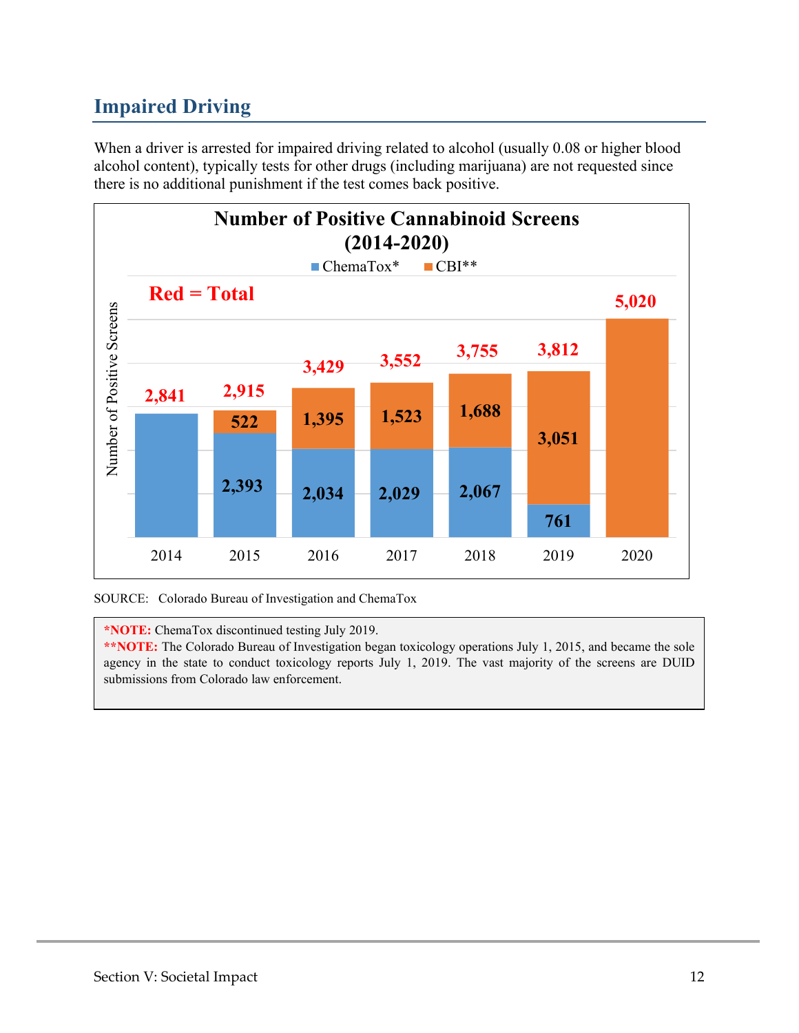## Impaired Driving

When a driver is arrested for impaired driving related to alcohol (usually 0.08 or higher blood alcohol content), typically tests for other drugs (including marijuana) are not requested since there is no additional punishment if the test comes back positive.

**Number of Positive Cannabinoid Screens (2014-2020)**

| Year | ChemaTox* | CBI** | Total |
| --- | --- | --- | --- |
| 2014 | | | 2,841 |
| 2015 | 2,393 | 522 | 2,915 |
| 2016 | 2,034 | 1,395 | 3,429 |
| 2017 | 2,029 | 1,523 | 3,552 |
| 2018 | 2,067 | 1,688 | 3,755 |
| 2019 | 761 | 3,051 | 3,812 |
| 2020 | | | 5,020 |

SOURCE: Colorado Bureau of Investigation and ChemaTox

**\*NOTE:** ChemaTox discontinued testing July 2019.
**\*\*NOTE:** The Colorado Bureau of Investigation began toxicology operations July 1, 2015, and became the sole agency in the state to conduct toxicology reports July 1, 2019. The vast majority of the screens are DUID submissions from Colorado law enforcement.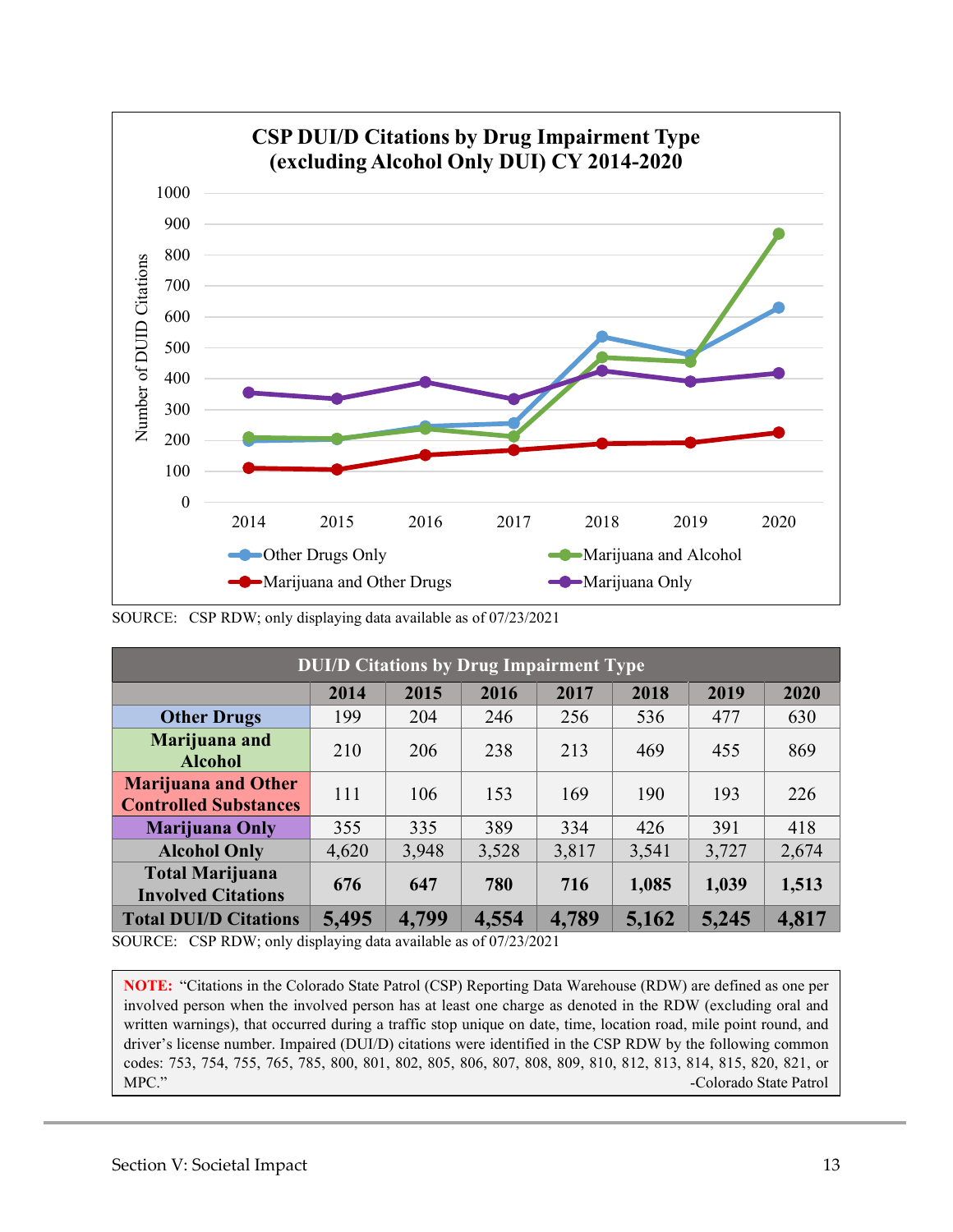**CSP DUI/D Citations by Drug Impairment Type (excluding Alcohol Only DUI) CY 2014-2020**

SOURCE: CSP RDW; only displaying data available as of 07/23/2021

| DUI/D Citations by Drug Impairment Type | | | | | | | |
|---|---|---|---|---|---|---|---|
| | **2014** | **2015** | **2016** | **2017** | **2018** | **2019** | **2020** |
| **Other Drugs** | 199 | 204 | 246 | 256 | 536 | 477 | 630 |
| **Marijuana and Alcohol** | 210 | 206 | 238 | 213 | 469 | 455 | 869 |
| **Marijuana and Other Controlled Substances** | 111 | 106 | 153 | 169 | 190 | 193 | 226 |
| **Marijuana Only** | 355 | 335 | 389 | 334 | 426 | 391 | 418 |
| **Alcohol Only** | 4,620 | 3,948 | 3,528 | 3,817 | 3,541 | 3,727 | 2,674 |
| **Total Marijuana Involved Citations** | **676** | **647** | **780** | **716** | **1,085** | **1,039** | **1,513** |
| **Total DUI/D Citations** | **5,495** | **4,799** | **4,554** | **4,789** | **5,162** | **5,245** | **4,817** |

SOURCE: CSP RDW; only displaying data available as of 07/23/2021

**NOTE:** "Citations in the Colorado State Patrol (CSP) Reporting Data Warehouse (RDW) are defined as one per involved person when the involved person has at least one charge as denoted in the RDW (excluding oral and written warnings), that occurred during a traffic stop unique on date, time, location road, mile point round, and driver's license number. Impaired (DUI/D) citations were identified in the CSP RDW by the following common codes: 753, 754, 755, 765, 785, 800, 801, 802, 805, 806, 807, 808, 809, 810, 812, 813, 814, 815, 820, 821, or MPC."

-Colorado State Patrol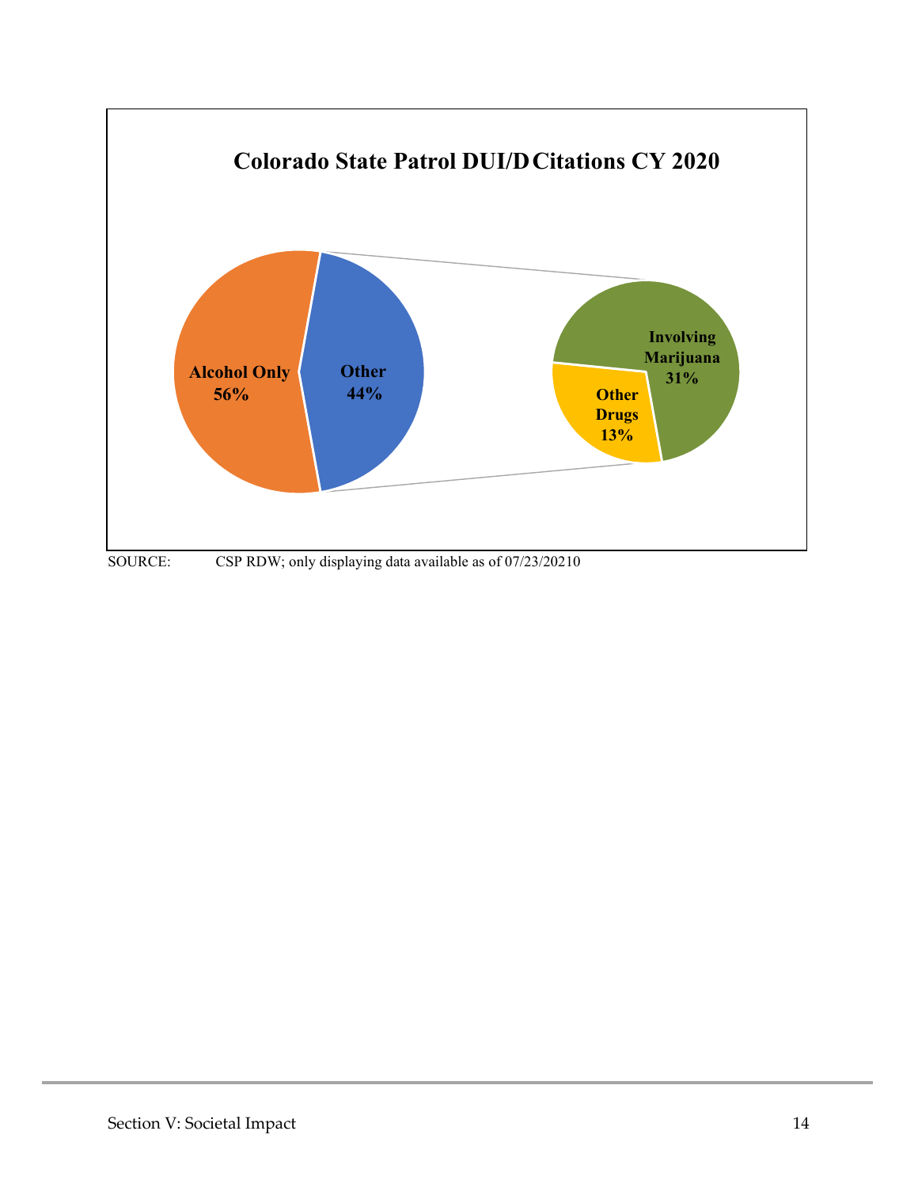**Colorado State Patrol DUI/D Citations CY 2020**

Alcohol Only 56%

Other 44%

Involving Marijuana 31%

Other Drugs 13%

SOURCE: CSP RDW; only displaying data available as of 07/23/20210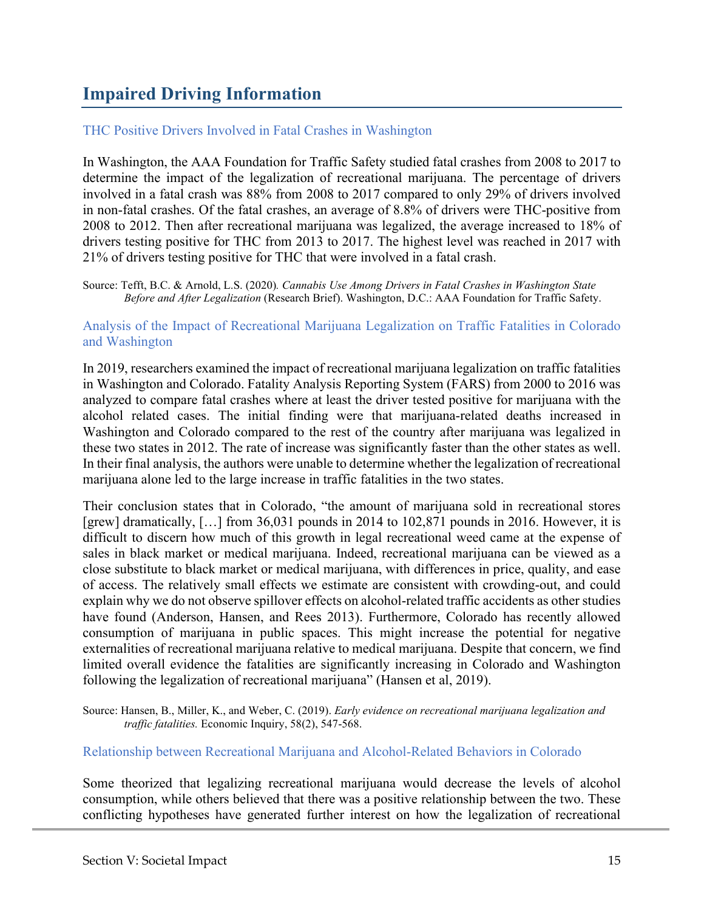## Impaired Driving Information

### THC Positive Drivers Involved in Fatal Crashes in Washington

In Washington, the AAA Foundation for Traffic Safety studied fatal crashes from 2008 to 2017 to determine the impact of the legalization of recreational marijuana. The percentage of drivers involved in a fatal crash was 88% from 2008 to 2017 compared to only 29% of drivers involved in non-fatal crashes. Of the fatal crashes, an average of 8.8% of drivers were THC-positive from 2008 to 2012. Then after recreational marijuana was legalized, the average increased to 18% of drivers testing positive for THC from 2013 to 2017. The highest level was reached in 2017 with 21% of drivers testing positive for THC that were involved in a fatal crash.

Source: Tefft, B.C. & Arnold, L.S. (2020). *Cannabis Use Among Drivers in Fatal Crashes in Washington State Before and After Legalization* (Research Brief). Washington, D.C.: AAA Foundation for Traffic Safety.

### Analysis of the Impact of Recreational Marijuana Legalization on Traffic Fatalities in Colorado and Washington

In 2019, researchers examined the impact of recreational marijuana legalization on traffic fatalities in Washington and Colorado. Fatality Analysis Reporting System (FARS) from 2000 to 2016 was analyzed to compare fatal crashes where at least the driver tested positive for marijuana with the alcohol related cases. The initial finding were that marijuana-related deaths increased in Washington and Colorado compared to the rest of the country after marijuana was legalized in these two states in 2012. The rate of increase was significantly faster than the other states as well. In their final analysis, the authors were unable to determine whether the legalization of recreational marijuana alone led to the large increase in traffic fatalities in the two states.

Their conclusion states that in Colorado, "the amount of marijuana sold in recreational stores [grew] dramatically, […] from 36,031 pounds in 2014 to 102,871 pounds in 2016. However, it is difficult to discern how much of this growth in legal recreational weed came at the expense of sales in black market or medical marijuana. Indeed, recreational marijuana can be viewed as a close substitute to black market or medical marijuana, with differences in price, quality, and ease of access. The relatively small effects we estimate are consistent with crowding-out, and could explain why we do not observe spillover effects on alcohol-related traffic accidents as other studies have found (Anderson, Hansen, and Rees 2013). Furthermore, Colorado has recently allowed consumption of marijuana in public spaces. This might increase the potential for negative externalities of recreational marijuana relative to medical marijuana. Despite that concern, we find limited overall evidence the fatalities are significantly increasing in Colorado and Washington following the legalization of recreational marijuana" (Hansen et al, 2019).

Source: Hansen, B., Miller, K., and Weber, C. (2019). *Early evidence on recreational marijuana legalization and traffic fatalities.* Economic Inquiry, 58(2), 547-568.

### Relationship between Recreational Marijuana and Alcohol-Related Behaviors in Colorado

Some theorized that legalizing recreational marijuana would decrease the levels of alcohol consumption, while others believed that there was a positive relationship between the two. These conflicting hypotheses have generated further interest on how the legalization of recreational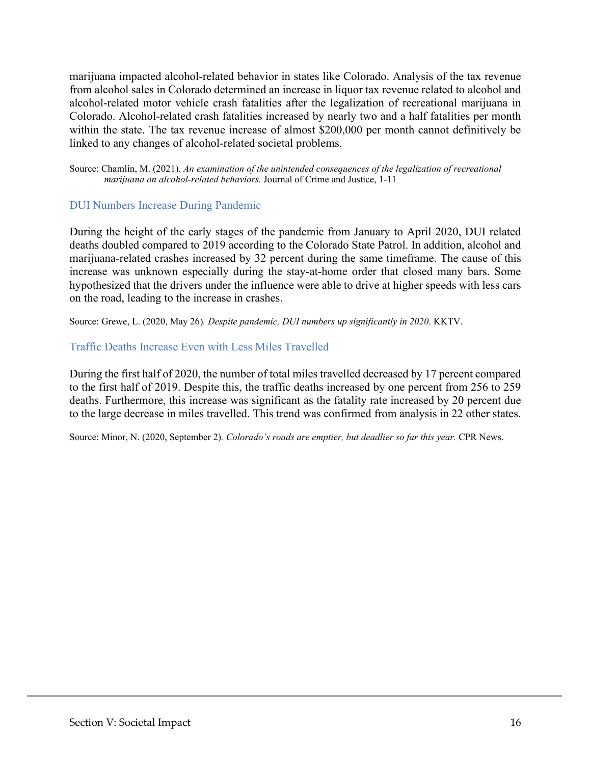marijuana impacted alcohol-related behavior in states like Colorado. Analysis of the tax revenue from alcohol sales in Colorado determined an increase in liquor tax revenue related to alcohol and alcohol-related motor vehicle crash fatalities after the legalization of recreational marijuana in Colorado. Alcohol-related crash fatalities increased by nearly two and a half fatalities per month within the state. The tax revenue increase of almost $200,000 per month cannot definitively be linked to any changes of alcohol-related societal problems.

Source: Chamlin, M. (2021). *An examination of the unintended consequences of the legalization of recreational marijuana on alcohol-related behaviors.* Journal of Crime and Justice, 1-11

### DUI Numbers Increase During Pandemic

During the height of the early stages of the pandemic from January to April 2020, DUI related deaths doubled compared to 2019 according to the Colorado State Patrol. In addition, alcohol and marijuana-related crashes increased by 32 percent during the same timeframe. The cause of this increase was unknown especially during the stay-at-home order that closed many bars. Some hypothesized that the drivers under the influence were able to drive at higher speeds with less cars on the road, leading to the increase in crashes.

Source: Grewe, L. (2020, May 26). *Despite pandemic, DUI numbers up significantly in 2020*. KKTV.

### Traffic Deaths Increase Even with Less Miles Travelled

During the first half of 2020, the number of total miles travelled decreased by 17 percent compared to the first half of 2019. Despite this, the traffic deaths increased by one percent from 256 to 259 deaths. Furthermore, this increase was significant as the fatality rate increased by 20 percent due to the large decrease in miles travelled. This trend was confirmed from analysis in 22 other states.

Source: Minor, N. (2020, September 2). *Colorado's roads are emptier, but deadlier so far this year.* CPR News.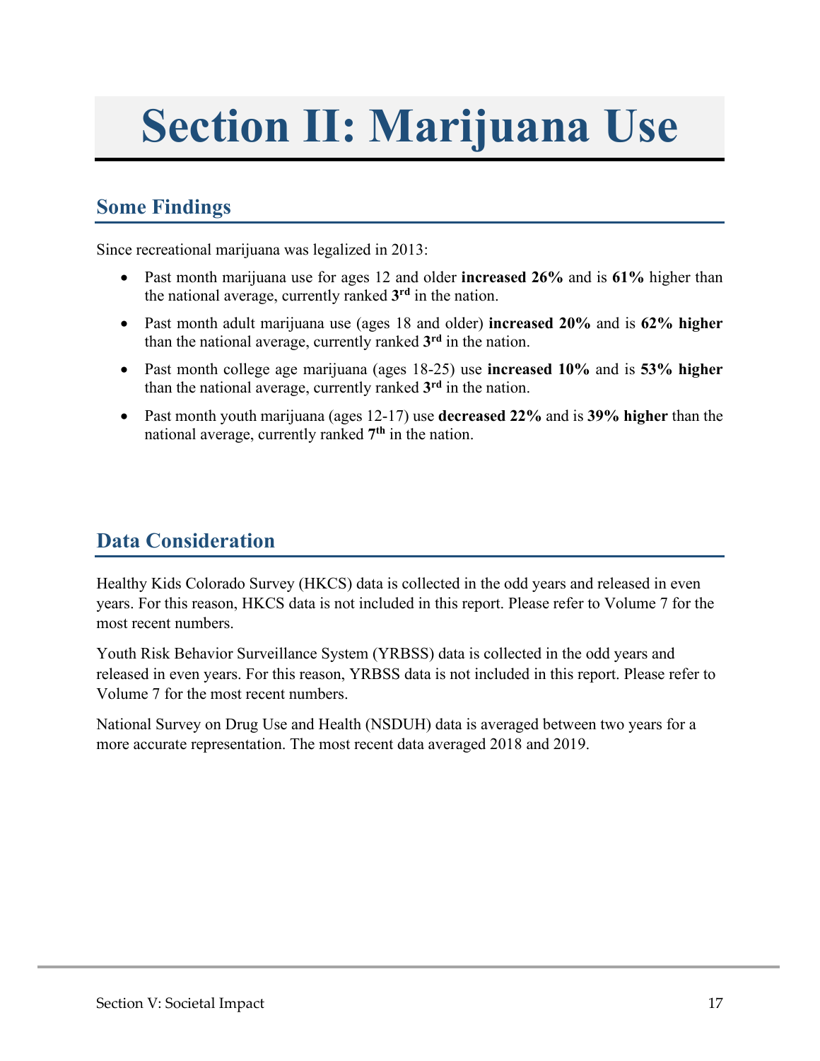# Section II: Marijuana Use

## Some Findings

Since recreational marijuana was legalized in 2013:

- Past month marijuana use for ages 12 and older **increased 26%** and is **61%** higher than the national average, currently ranked **3rd** in the nation.
- Past month adult marijuana use (ages 18 and older) **increased 20%** and is **62% higher** than the national average, currently ranked **3rd** in the nation.
- Past month college age marijuana (ages 18-25) use **increased 10%** and is **53% higher** than the national average, currently ranked **3rd** in the nation.
- Past month youth marijuana (ages 12-17) use **decreased 22%** and is **39% higher** than the national average, currently ranked **7th** in the nation.

## Data Consideration

Healthy Kids Colorado Survey (HKCS) data is collected in the odd years and released in even years. For this reason, HKCS data is not included in this report. Please refer to Volume 7 for the most recent numbers.

Youth Risk Behavior Surveillance System (YRBSS) data is collected in the odd years and released in even years. For this reason, YRBSS data is not included in this report. Please refer to Volume 7 for the most recent numbers.

National Survey on Drug Use and Health (NSDUH) data is averaged between two years for a more accurate representation. The most recent data averaged 2018 and 2019.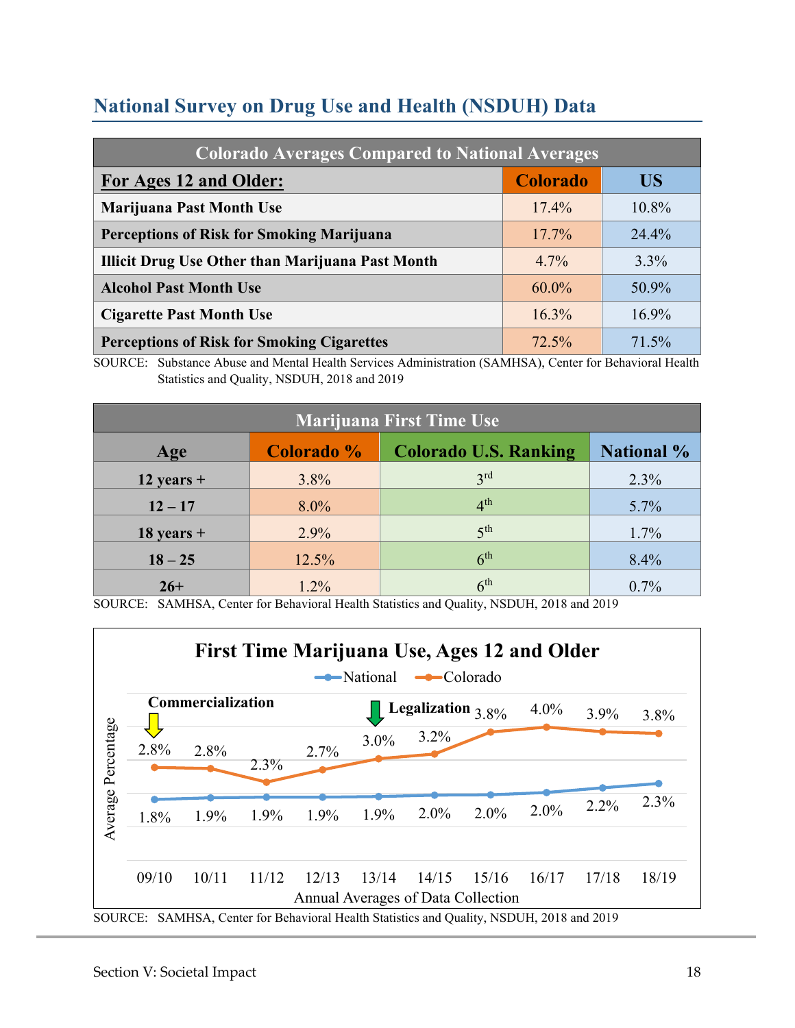## National Survey on Drug Use and Health (NSDUH) Data

| Colorado Averages Compared to National Averages | | |
|---|---|---|
| **For Ages 12 and Older:** | **Colorado** | **US** |
| **Marijuana Past Month Use** | 17.4% | 10.8% |
| **Perceptions of Risk for Smoking Marijuana** | 17.7% | 24.4% |
| **Illicit Drug Use Other than Marijuana Past Month** | 4.7% | 3.3% |
| **Alcohol Past Month Use** | 60.0% | 50.9% |
| **Cigarette Past Month Use** | 16.3% | 16.9% |
| **Perceptions of Risk for Smoking Cigarettes** | 72.5% | 71.5% |

SOURCE: Substance Abuse and Mental Health Services Administration (SAMHSA), Center for Behavioral Health Statistics and Quality, NSDUH, 2018 and 2019

| Marijuana First Time Use | | | |
|---|---|---|---|
| **Age** | **Colorado %** | **Colorado U.S. Ranking** | **National %** |
| **12 years +** | 3.8% | 3rd | 2.3% |
| **12 – 17** | 8.0% | 4th | 5.7% |
| **18 years +** | 2.9% | 5th | 1.7% |
| **18 – 25** | 12.5% | 6th | 8.4% |
| **26+** | 1.2% | 6th | 0.7% |

SOURCE: SAMHSA, Center for Behavioral Health Statistics and Quality, NSDUH, 2018 and 2019

**First Time Marijuana Use, Ages 12 and Older**

| Annual Averages of Data Collection | 09/10 | 10/11 | 11/12 | 12/13 | 13/14 | 14/15 | 15/16 | 16/17 | 17/18 | 18/19 |
|---|---|---|---|---|---|---|---|---|---|---|
| National | 1.8% | 1.9% | 1.9% | 1.9% | 1.9% | 2.0% | 2.0% | 2.0% | 2.2% | 2.3% |
| Colorado | 2.8% | 2.8% | 2.3% | 2.7% | 3.0% | 3.2% | 3.8% | 4.0% | 3.9% | 3.8% |

Commercialization (09/10); Legalization (13/14)

SOURCE: SAMHSA, Center for Behavioral Health Statistics and Quality, NSDUH, 2018 and 2019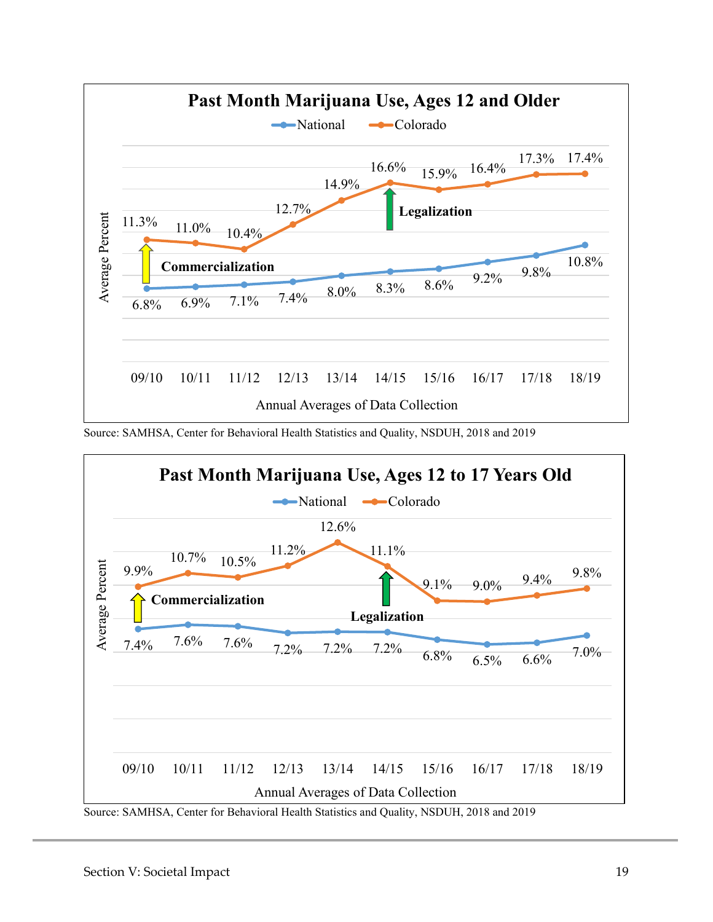**Past Month Marijuana Use, Ages 12 and Older**

| Annual Averages of Data Collection | National | Colorado |
|---|---|---|
| 09/10 | 6.8% | 11.3% |
| 10/11 | 6.9% | 11.0% |
| 11/12 | 7.1% | 10.4% |
| 12/13 | 7.4% | 12.7% |
| 13/14 | 8.0% | 14.9% |
| 14/15 | 8.3% | 16.6% |
| 15/16 | 8.6% | 15.9% |
| 16/17 | 9.2% | 16.4% |
| 17/18 | 9.8% | 17.3% |
| 18/19 | 10.8% | 17.4% |

Commercialization: 09/10. Legalization: 14/15.

Source: SAMHSA, Center for Behavioral Health Statistics and Quality, NSDUH, 2018 and 2019

**Past Month Marijuana Use, Ages 12 to 17 Years Old**

| Annual Averages of Data Collection | National | Colorado |
|---|---|---|
| 09/10 | 7.4% | 9.9% |
| 10/11 | 7.6% | 10.7% |
| 11/12 | 7.6% | 10.5% |
| 12/13 | 7.2% | 11.2% |
| 13/14 | 7.2% | 12.6% |
| 14/15 | 7.2% | 11.1% |
| 15/16 | 6.8% | 9.1% |
| 16/17 | 6.5% | 9.0% |
| 17/18 | 6.6% | 9.4% |
| 18/19 | 7.0% | 9.8% |

Commercialization: 09/10. Legalization: 14/15.

Source: SAMHSA, Center for Behavioral Health Statistics and Quality, NSDUH, 2018 and 2019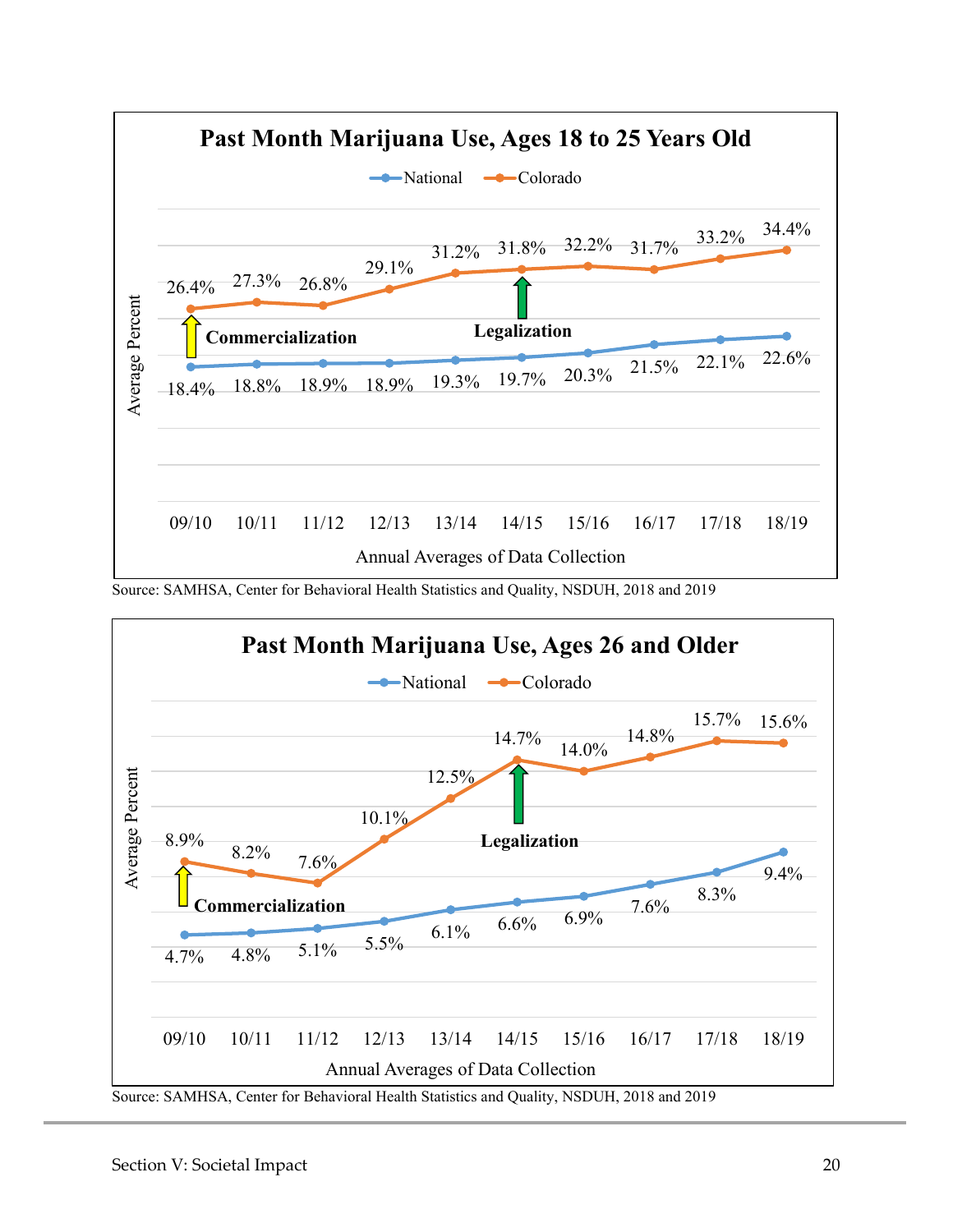## Past Month Marijuana Use, Ages 18 to 25 Years Old

| Annual Averages of Data Collection | National | Colorado |
|---|---|---|
| 09/10 | 18.4% | 26.4% |
| 10/11 | 18.8% | 27.3% |
| 11/12 | 18.9% | 26.8% |
| 12/13 | 18.9% | 29.1% |
| 13/14 | 19.3% | 31.2% |
| 14/15 | 19.7% | 31.8% |
| 15/16 | 20.3% | 32.2% |
| 16/17 | 21.5% | 31.7% |
| 17/18 | 22.1% | 33.2% |
| 18/19 | 22.6% | 34.4% |

Commercialization (09/10); Legalization (14/15)

Source: SAMHSA, Center for Behavioral Health Statistics and Quality, NSDUH, 2018 and 2019

## Past Month Marijuana Use, Ages 26 and Older

| Annual Averages of Data Collection | National | Colorado |
|---|---|---|
| 09/10 | 4.7% | 8.9% |
| 10/11 | 4.8% | 8.2% |
| 11/12 | 5.1% | 7.6% |
| 12/13 | 5.5% | 10.1% |
| 13/14 | 6.1% | 12.5% |
| 14/15 | 6.6% | 14.7% |
| 15/16 | 6.9% | 14.0% |
| 16/17 | 7.6% | 14.8% |
| 17/18 | 8.3% | 15.7% |
| 18/19 | 9.4% | 15.6% |

Commercialization (09/10); Legalization (14/15)

Source: SAMHSA, Center for Behavioral Health Statistics and Quality, NSDUH, 2018 and 2019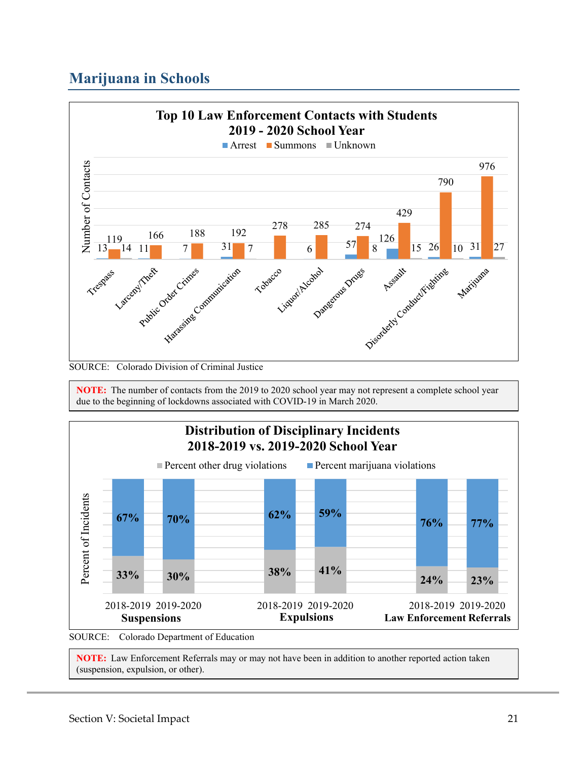## Marijuana in Schools

**Top 10 Law Enforcement Contacts with Students 2019 - 2020 School Year**

| Contact Type | Arrest | Summons | Unknown |
|---|---|---|---|
| Trespass | 13 | 119 | 14 |
| Larceny/Theft | 11 | 166 | |
| Public Order Crimes | 7 | 188 | |
| Harassing Communication | 31 | 192 | 7 |
| Tobacco | | 278 | |
| Liquor/Alcohol | 6 | 285 | |
| Dangerous Drugs | 57 | 274 | 8 |
| Assault | 126 | 429 | 15 |
| Disorderly Conduct/Fighting | 26 | 790 | 10 |
| Marijuana | 31 | 976 | 27 |

SOURCE: Colorado Division of Criminal Justice

**NOTE:** The number of contacts from the 2019 to 2020 school year may not represent a complete school year due to the beginning of lockdowns associated with COVID-19 in March 2020.

**Distribution of Disciplinary Incidents 2018-2019 vs. 2019-2020 School Year**

| Action | School Year | Percent marijuana violations | Percent other drug violations |
|---|---|---|---|
| Suspensions | 2018-2019 | 67% | 33% |
| Suspensions | 2019-2020 | 70% | 30% |
| Expulsions | 2018-2019 | 62% | 38% |
| Expulsions | 2019-2020 | 59% | 41% |
| Law Enforcement Referrals | 2018-2019 | 76% | 24% |
| Law Enforcement Referrals | 2019-2020 | 77% | 23% |

SOURCE: Colorado Department of Education

**NOTE:** Law Enforcement Referrals may or may not have been in addition to another reported action taken (suspension, expulsion, or other).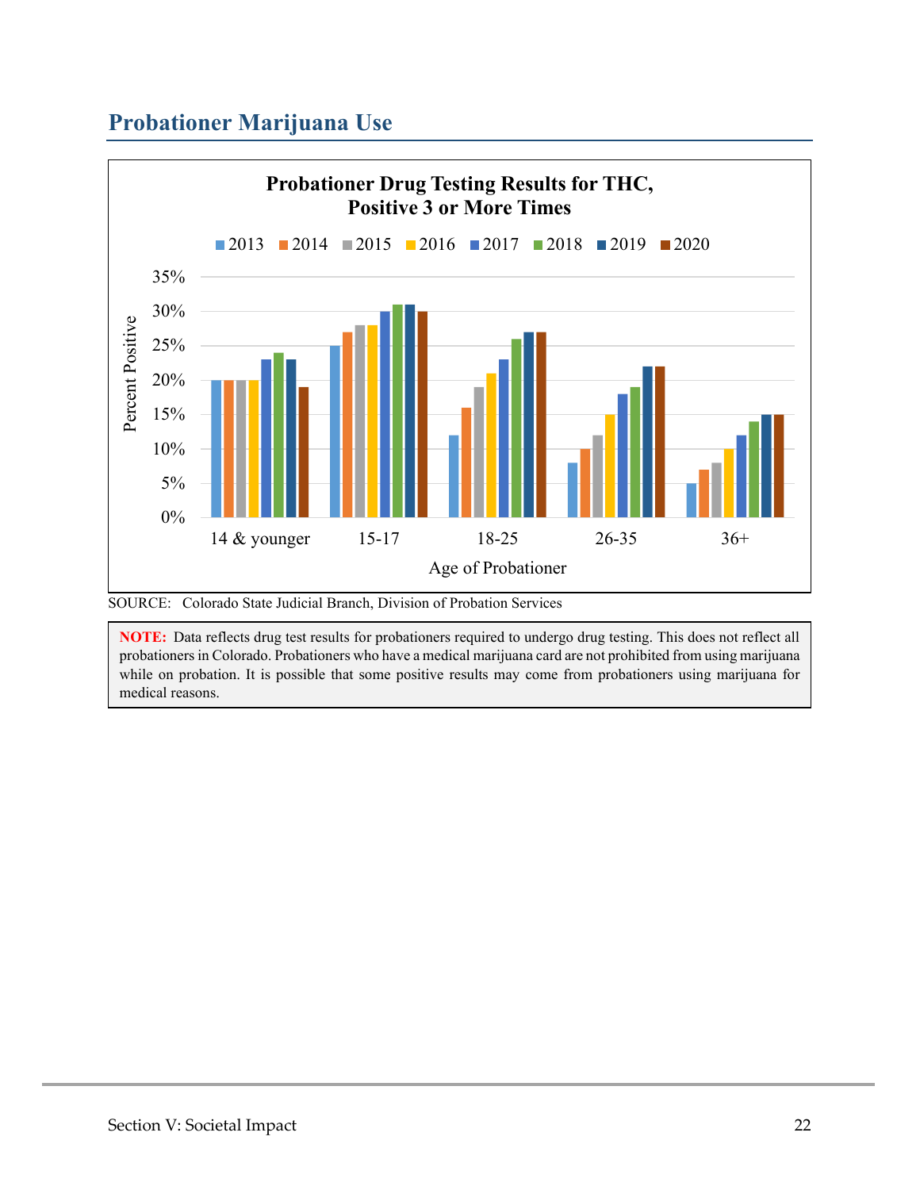## Probationer Marijuana Use

**Probationer Drug Testing Results for THC, Positive 3 or More Times**

| Age of Probationer | 2013 | 2014 | 2015 | 2016 | 2017 | 2018 | 2019 | 2020 |
|---|---|---|---|---|---|---|---|---|
| 14 & younger | 20% | 20% | 20% | 20% | 23% | 24% | 23% | 19% |
| 15-17 | 25% | 27% | 28% | 28% | 30% | 31% | 31% | 30% |
| 18-25 | 12% | 16% | 19% | 21% | 23% | 26% | 27% | 27% |
| 26-35 | 8% | 10% | 12% | 15% | 18% | 19% | 22% | 22% |
| 36+ | 5% | 7% | 8% | 10% | 12% | 14% | 15% | 15% |

SOURCE: Colorado State Judicial Branch, Division of Probation Services

**NOTE:** Data reflects drug test results for probationers required to undergo drug testing. This does not reflect all probationers in Colorado. Probationers who have a medical marijuana card are not prohibited from using marijuana while on probation. It is possible that some positive results may come from probationers using marijuana for medical reasons.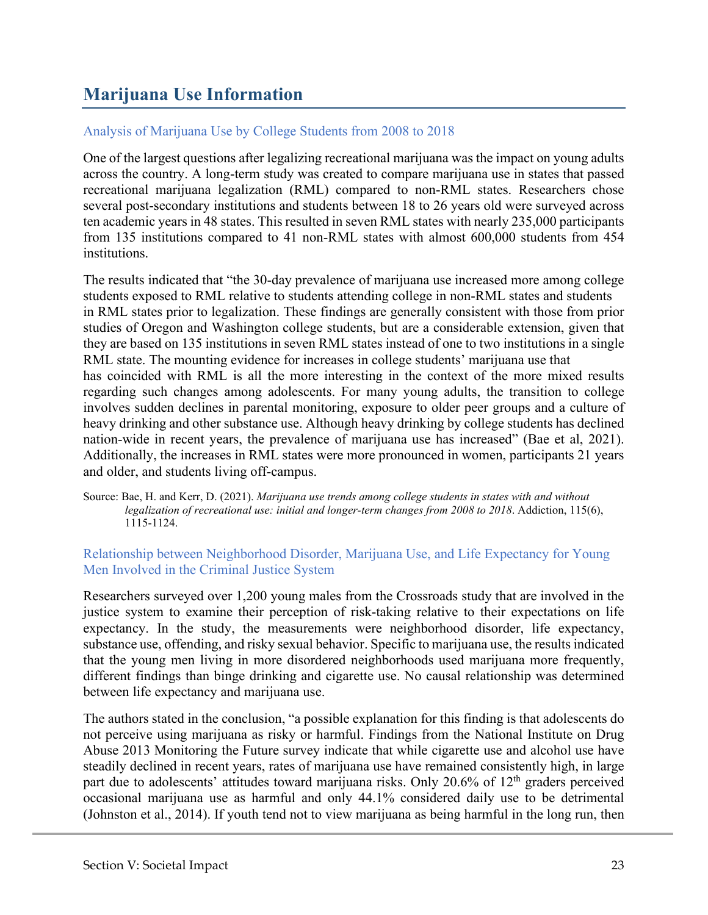## Marijuana Use Information

### Analysis of Marijuana Use by College Students from 2008 to 2018

One of the largest questions after legalizing recreational marijuana was the impact on young adults across the country. A long-term study was created to compare marijuana use in states that passed recreational marijuana legalization (RML) compared to non-RML states. Researchers chose several post-secondary institutions and students between 18 to 26 years old were surveyed across ten academic years in 48 states. This resulted in seven RML states with nearly 235,000 participants from 135 institutions compared to 41 non-RML states with almost 600,000 students from 454 institutions.

The results indicated that "the 30-day prevalence of marijuana use increased more among college students exposed to RML relative to students attending college in non-RML states and students in RML states prior to legalization. These findings are generally consistent with those from prior studies of Oregon and Washington college students, but are a considerable extension, given that they are based on 135 institutions in seven RML states instead of one to two institutions in a single RML state. The mounting evidence for increases in college students' marijuana use that has coincided with RML is all the more interesting in the context of the more mixed results regarding such changes among adolescents. For many young adults, the transition to college involves sudden declines in parental monitoring, exposure to older peer groups and a culture of heavy drinking and other substance use. Although heavy drinking by college students has declined nation-wide in recent years, the prevalence of marijuana use has increased" (Bae et al, 2021). Additionally, the increases in RML states were more pronounced in women, participants 21 years and older, and students living off-campus.

Source: Bae, H. and Kerr, D. (2021). *Marijuana use trends among college students in states with and without legalization of recreational use: initial and longer-term changes from 2008 to 2018*. Addiction, 115(6), 1115-1124.

### Relationship between Neighborhood Disorder, Marijuana Use, and Life Expectancy for Young Men Involved in the Criminal Justice System

Researchers surveyed over 1,200 young males from the Crossroads study that are involved in the justice system to examine their perception of risk-taking relative to their expectations on life expectancy. In the study, the measurements were neighborhood disorder, life expectancy, substance use, offending, and risky sexual behavior. Specific to marijuana use, the results indicated that the young men living in more disordered neighborhoods used marijuana more frequently, different findings than binge drinking and cigarette use. No causal relationship was determined between life expectancy and marijuana use.

The authors stated in the conclusion, "a possible explanation for this finding is that adolescents do not perceive using marijuana as risky or harmful. Findings from the National Institute on Drug Abuse 2013 Monitoring the Future survey indicate that while cigarette use and alcohol use have steadily declined in recent years, rates of marijuana use have remained consistently high, in large part due to adolescents' attitudes toward marijuana risks. Only 20.6% of 12th graders perceived occasional marijuana use as harmful and only 44.1% considered daily use to be detrimental (Johnston et al., 2014). If youth tend not to view marijuana as being harmful in the long run, then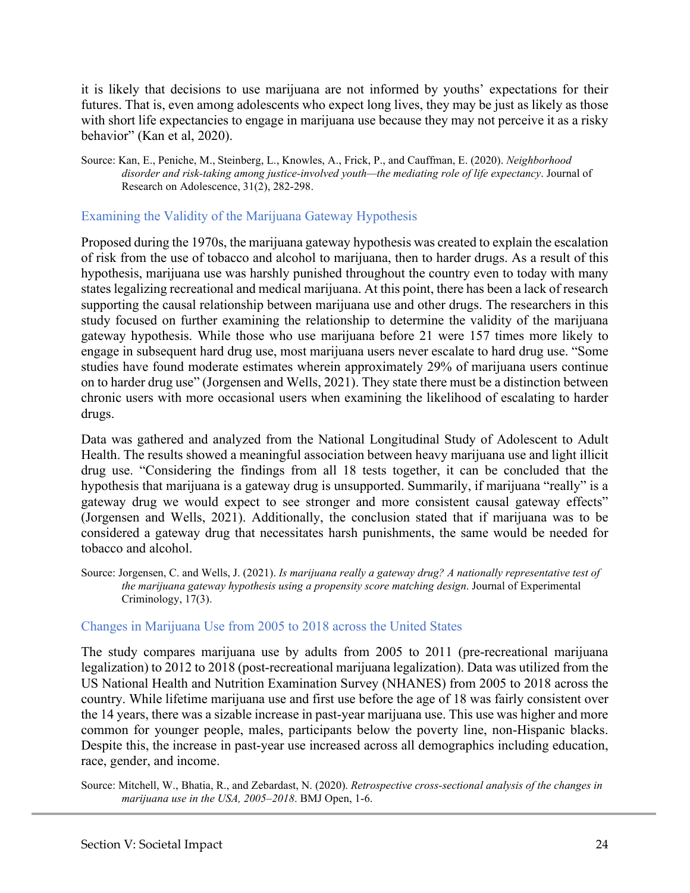it is likely that decisions to use marijuana are not informed by youths' expectations for their futures. That is, even among adolescents who expect long lives, they may be just as likely as those with short life expectancies to engage in marijuana use because they may not perceive it as a risky behavior" (Kan et al, 2020).

Source: Kan, E., Peniche, M., Steinberg, L., Knowles, A., Frick, P., and Cauffman, E. (2020). *Neighborhood disorder and risk-taking among justice-involved youth—the mediating role of life expectancy*. Journal of Research on Adolescence, 31(2), 282-298.

### Examining the Validity of the Marijuana Gateway Hypothesis

Proposed during the 1970s, the marijuana gateway hypothesis was created to explain the escalation of risk from the use of tobacco and alcohol to marijuana, then to harder drugs. As a result of this hypothesis, marijuana use was harshly punished throughout the country even to today with many states legalizing recreational and medical marijuana. At this point, there has been a lack of research supporting the causal relationship between marijuana use and other drugs. The researchers in this study focused on further examining the relationship to determine the validity of the marijuana gateway hypothesis. While those who use marijuana before 21 were 157 times more likely to engage in subsequent hard drug use, most marijuana users never escalate to hard drug use. "Some studies have found moderate estimates wherein approximately 29% of marijuana users continue on to harder drug use" (Jorgensen and Wells, 2021). They state there must be a distinction between chronic users with more occasional users when examining the likelihood of escalating to harder drugs.

Data was gathered and analyzed from the National Longitudinal Study of Adolescent to Adult Health. The results showed a meaningful association between heavy marijuana use and light illicit drug use. "Considering the findings from all 18 tests together, it can be concluded that the hypothesis that marijuana is a gateway drug is unsupported. Summarily, if marijuana "really" is a gateway drug we would expect to see stronger and more consistent causal gateway effects" (Jorgensen and Wells, 2021). Additionally, the conclusion stated that if marijuana was to be considered a gateway drug that necessitates harsh punishments, the same would be needed for tobacco and alcohol.

Source: Jorgensen, C. and Wells, J. (2021). *Is marijuana really a gateway drug? A nationally representative test of the marijuana gateway hypothesis using a propensity score matching design*. Journal of Experimental Criminology, 17(3).

### Changes in Marijuana Use from 2005 to 2018 across the United States

The study compares marijuana use by adults from 2005 to 2011 (pre-recreational marijuana legalization) to 2012 to 2018 (post-recreational marijuana legalization). Data was utilized from the US National Health and Nutrition Examination Survey (NHANES) from 2005 to 2018 across the country. While lifetime marijuana use and first use before the age of 18 was fairly consistent over the 14 years, there was a sizable increase in past-year marijuana use. This use was higher and more common for younger people, males, participants below the poverty line, non-Hispanic blacks. Despite this, the increase in past-year use increased across all demographics including education, race, gender, and income.

Source: Mitchell, W., Bhatia, R., and Zebardast, N. (2020). *Retrospective cross-sectional analysis of the changes in marijuana use in the USA, 2005–2018*. BMJ Open, 1-6.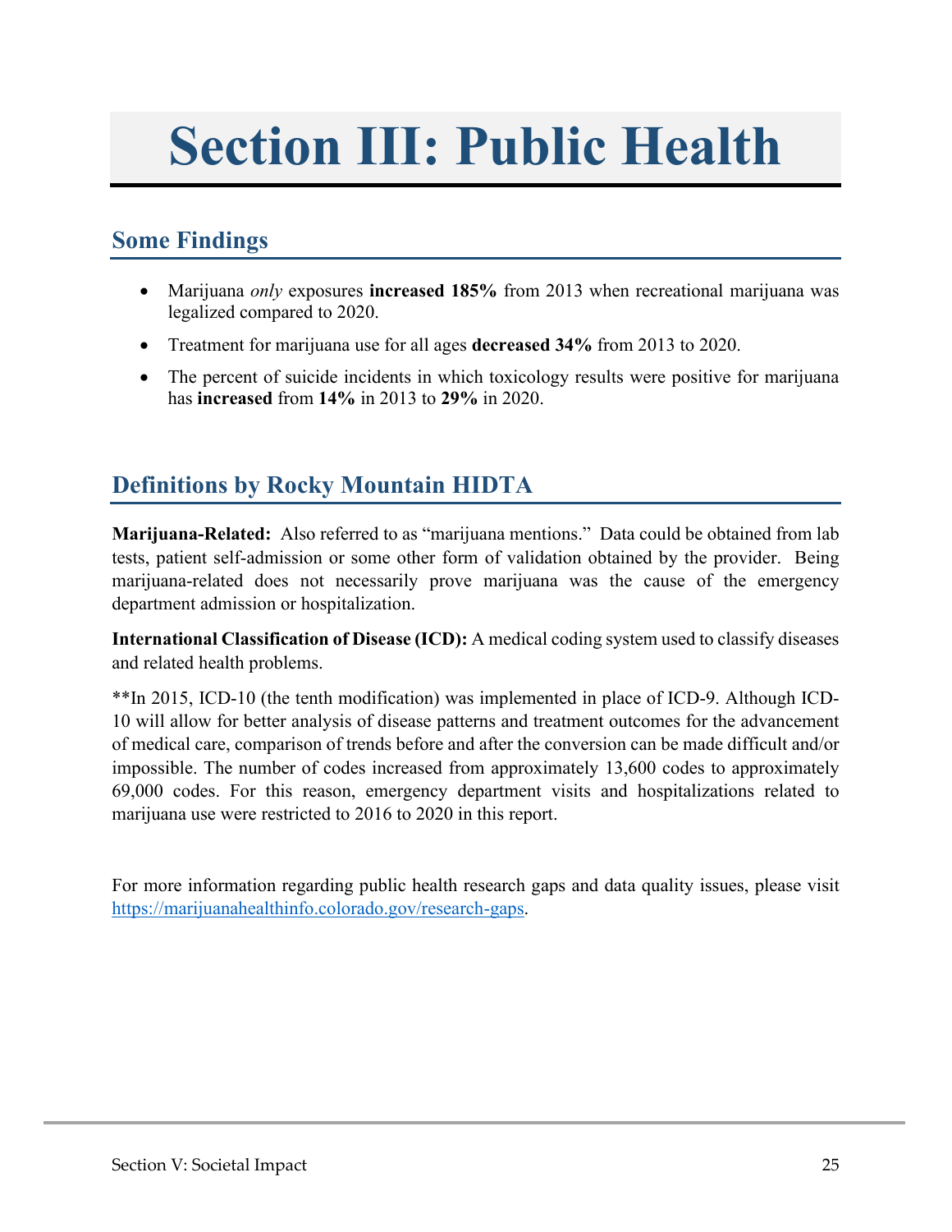# Section III: Public Health

## Some Findings

- Marijuana *only* exposures **increased 185%** from 2013 when recreational marijuana was legalized compared to 2020.
- Treatment for marijuana use for all ages **decreased 34%** from 2013 to 2020.
- The percent of suicide incidents in which toxicology results were positive for marijuana has **increased** from **14%** in 2013 to **29%** in 2020.

## Definitions by Rocky Mountain HIDTA

**Marijuana-Related:** Also referred to as "marijuana mentions." Data could be obtained from lab tests, patient self-admission or some other form of validation obtained by the provider. Being marijuana-related does not necessarily prove marijuana was the cause of the emergency department admission or hospitalization.

**International Classification of Disease (ICD):** A medical coding system used to classify diseases and related health problems.

**In 2015, ICD-10 (the tenth modification) was implemented in place of ICD-9. Although ICD-10 will allow for better analysis of disease patterns and treatment outcomes for the advancement of medical care, comparison of trends before and after the conversion can be made difficult and/or impossible. The number of codes increased from approximately 13,600 codes to approximately 69,000 codes. For this reason, emergency department visits and hospitalizations related to marijuana use were restricted to 2016 to 2020 in this report.

For more information regarding public health research gaps and data quality issues, please visit https://marijuanahealthinfo.colorado.gov/research-gaps.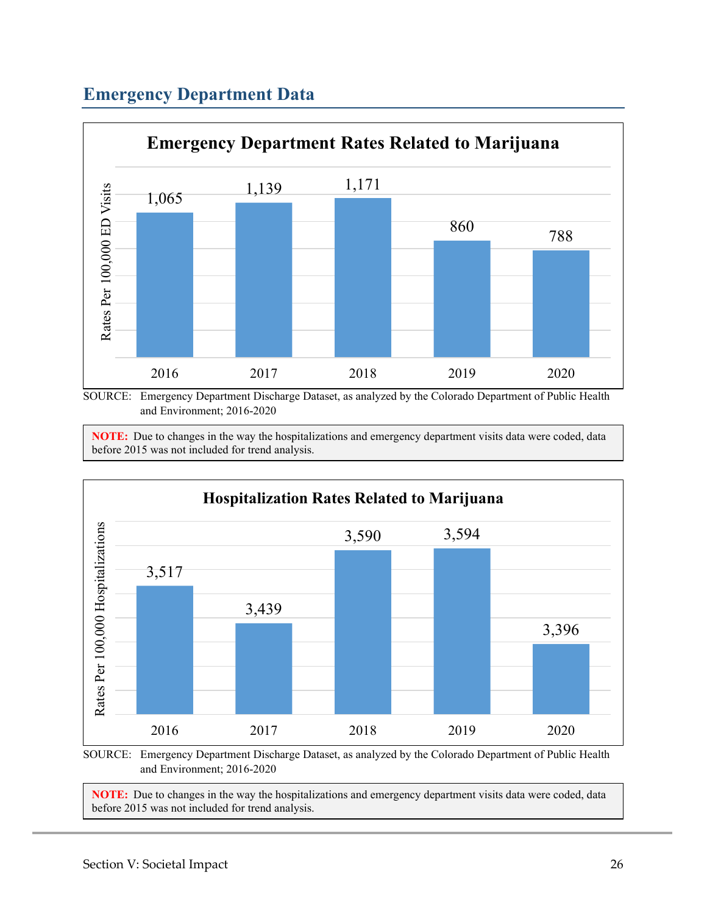## Emergency Department Data

**Emergency Department Rates Related to Marijuana**

| Year | Rates Per 100,000 ED Visits |
|---|---|
| 2016 | 1,065 |
| 2017 | 1,139 |
| 2018 | 1,171 |
| 2019 | 860 |
| 2020 | 788 |

SOURCE: Emergency Department Discharge Dataset, as analyzed by the Colorado Department of Public Health and Environment; 2016-2020

**NOTE:** Due to changes in the way the hospitalizations and emergency department visits data were coded, data before 2015 was not included for trend analysis.

**Hospitalization Rates Related to Marijuana**

| Year | Rates Per 100,000 Hospitalizations |
|---|---|
| 2016 | 3,517 |
| 2017 | 3,439 |
| 2018 | 3,590 |
| 2019 | 3,594 |
| 2020 | 3,396 |

SOURCE: Emergency Department Discharge Dataset, as analyzed by the Colorado Department of Public Health and Environment; 2016-2020

**NOTE:** Due to changes in the way the hospitalizations and emergency department visits data were coded, data before 2015 was not included for trend analysis.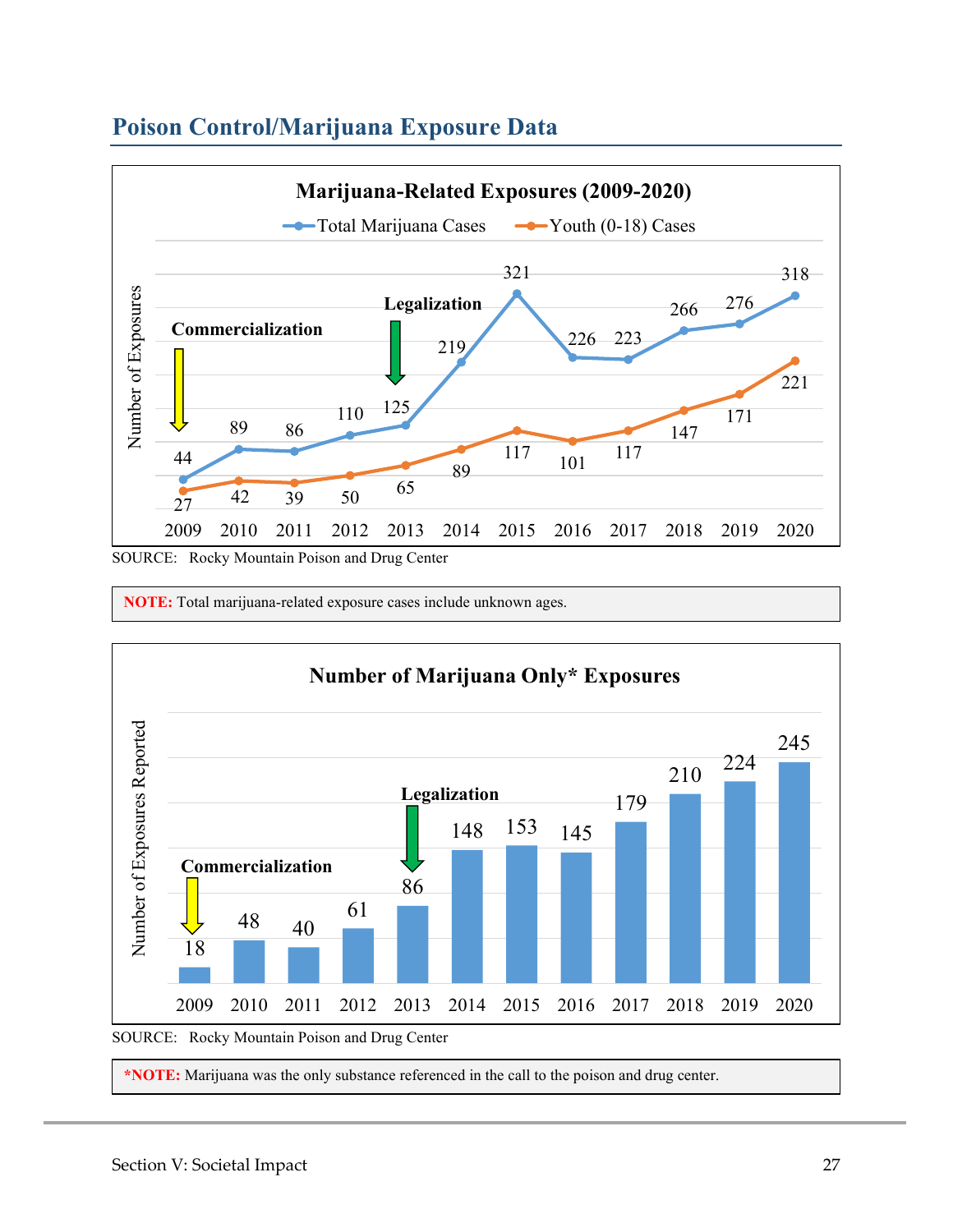## Poison Control/Marijuana Exposure Data

**Marijuana-Related Exposures (2009-2020)**

| Year | Total Marijuana Cases | Youth (0-18) Cases |
|---|---|---|
| 2009 | 44 | 27 |
| 2010 | 89 | 42 |
| 2011 | 86 | 39 |
| 2012 | 110 | 50 |
| 2013 | 125 | 65 |
| 2014 | 219 | 89 |
| 2015 | 321 | 117 |
| 2016 | 226 | 101 |
| 2017 | 223 | 117 |
| 2018 | 266 | 147 |
| 2019 | 276 | 171 |
| 2020 | 318 | 221 |

Commercialization: 2009; Legalization: 2013

SOURCE: Rocky Mountain Poison and Drug Center

**NOTE:** Total marijuana-related exposure cases include unknown ages.

**Number of Marijuana Only* Exposures**

| Year | Number of Exposures Reported |
|---|---|
| 2009 | 18 |
| 2010 | 48 |
| 2011 | 40 |
| 2012 | 61 |
| 2013 | 86 |
| 2014 | 148 |
| 2015 | 153 |
| 2016 | 145 |
| 2017 | 179 |
| 2018 | 210 |
| 2019 | 224 |
| 2020 | 245 |

Commercialization: 2009; Legalization: 2013

SOURCE: Rocky Mountain Poison and Drug Center

***NOTE:** Marijuana was the only substance referenced in the call to the poison and drug center.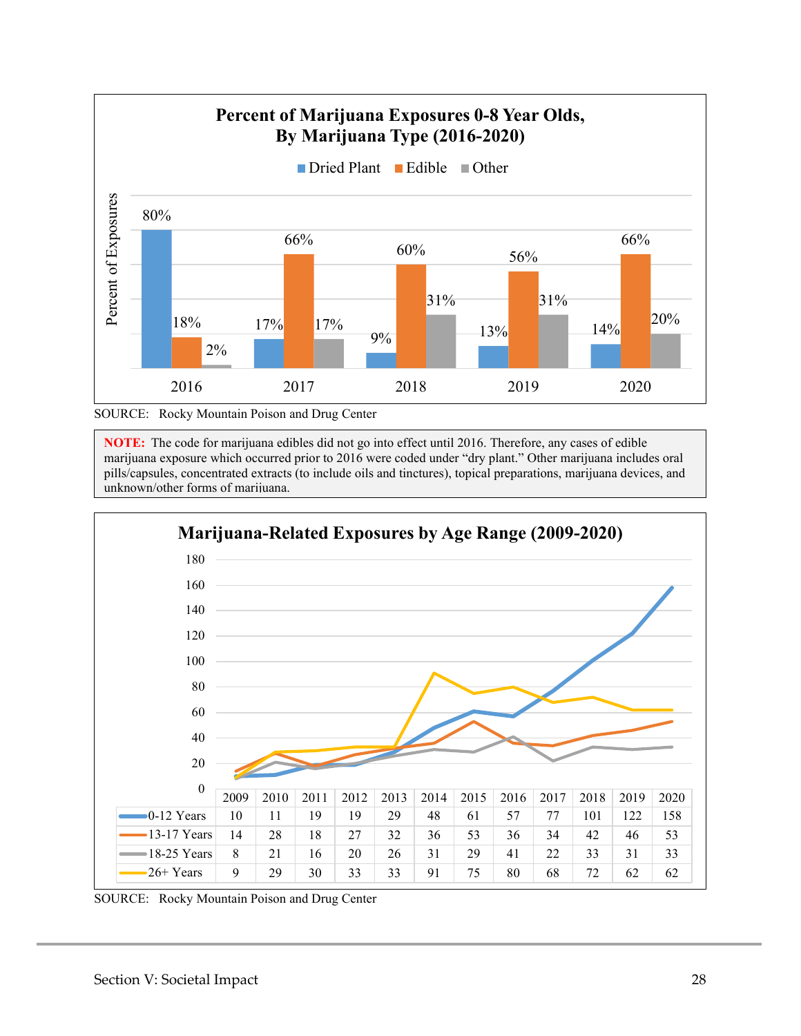**Percent of Marijuana Exposures 0-8 Year Olds, By Marijuana Type (2016-2020)**

| Year | Dried Plant | Edible | Other |
|---|---|---|---|
| 2016 | 80% | 18% | 2% |
| 2017 | 17% | 66% | 17% |
| 2018 | 9% | 60% | 31% |
| 2019 | 13% | 56% | 31% |
| 2020 | 14% | 66% | 20% |

SOURCE: Rocky Mountain Poison and Drug Center

**NOTE:** The code for marijuana edibles did not go into effect until 2016. Therefore, any cases of edible marijuana exposure which occurred prior to 2016 were coded under "dry plant." Other marijuana includes oral pills/capsules, concentrated extracts (to include oils and tinctures), topical preparations, marijuana devices, and unknown/other forms of marijuana.

**Marijuana-Related Exposures by Age Range (2009-2020)**

| | 2009 | 2010 | 2011 | 2012 | 2013 | 2014 | 2015 | 2016 | 2017 | 2018 | 2019 | 2020 |
|---|---|---|---|---|---|---|---|---|---|---|---|---|
| 0-12 Years | 10 | 11 | 19 | 19 | 29 | 48 | 61 | 57 | 77 | 101 | 122 | 158 |
| 13-17 Years | 14 | 28 | 18 | 27 | 32 | 36 | 53 | 36 | 34 | 42 | 46 | 53 |
| 18-25 Years | 8 | 21 | 16 | 20 | 26 | 31 | 29 | 41 | 22 | 33 | 31 | 33 |
| 26+ Years | 9 | 29 | 30 | 33 | 33 | 91 | 75 | 80 | 68 | 72 | 62 | 62 |

SOURCE: Rocky Mountain Poison and Drug Center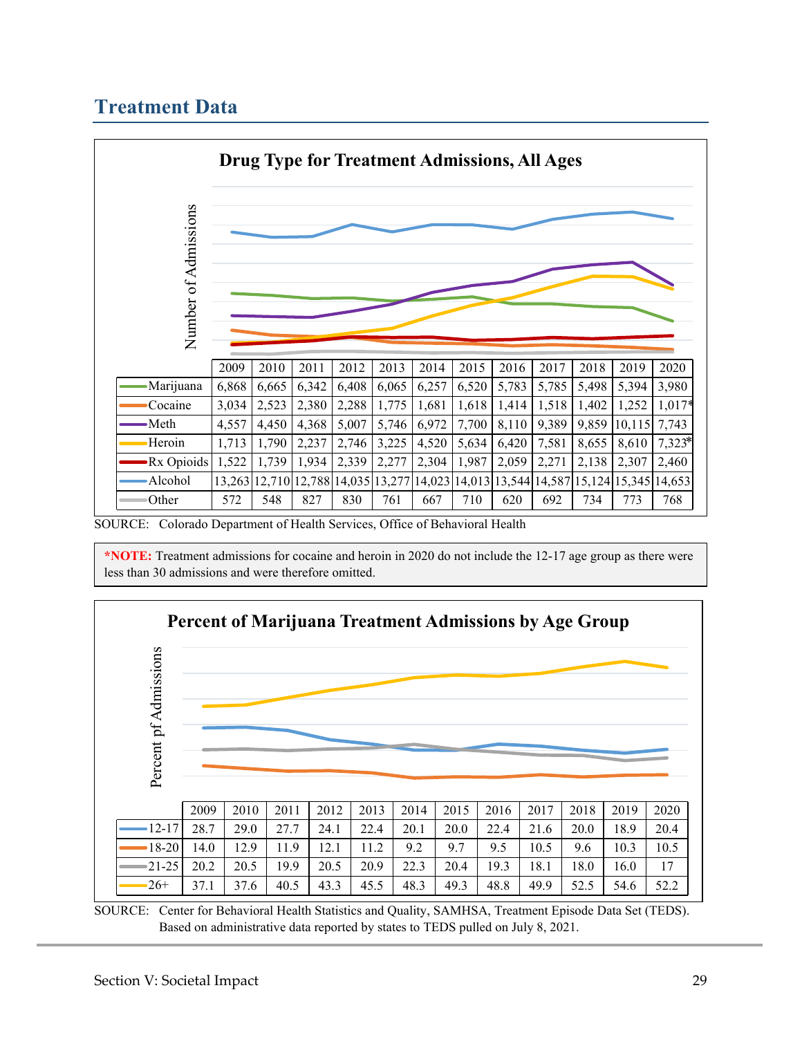## Treatment Data

**Drug Type for Treatment Admissions, All Ages**

| | 2009 | 2010 | 2011 | 2012 | 2013 | 2014 | 2015 | 2016 | 2017 | 2018 | 2019 | 2020 |
|---|---|---|---|---|---|---|---|---|---|---|---|---|
| Marijuana | 6,868 | 6,665 | 6,342 | 6,408 | 6,065 | 6,257 | 6,520 | 5,783 | 5,785 | 5,498 | 5,394 | 3,980 |
| Cocaine | 3,034 | 2,523 | 2,380 | 2,288 | 1,775 | 1,681 | 1,618 | 1,414 | 1,518 | 1,402 | 1,252 | 1,017* |
| Meth | 4,557 | 4,450 | 4,368 | 5,007 | 5,746 | 6,972 | 7,700 | 8,110 | 9,389 | 9,859 | 10,115 | 7,743 |
| Heroin | 1,713 | 1,790 | 2,237 | 2,746 | 3,225 | 4,520 | 5,634 | 6,420 | 7,581 | 8,655 | 8,610 | 7,323* |
| Rx Opioids | 1,522 | 1,739 | 1,934 | 2,339 | 2,277 | 2,304 | 1,987 | 2,059 | 2,271 | 2,138 | 2,307 | 2,460 |
| Alcohol | 13,263 | 12,710 | 12,788 | 14,035 | 13,277 | 14,023 | 14,013 | 13,544 | 14,587 | 15,124 | 15,345 | 14,653 |
| Other | 572 | 548 | 827 | 830 | 761 | 667 | 710 | 620 | 692 | 734 | 773 | 768 |

SOURCE: Colorado Department of Health Services, Office of Behavioral Health

***NOTE:** Treatment admissions for cocaine and heroin in 2020 do not include the 12-17 age group as there were less than 30 admissions and were therefore omitted.

**Percent of Marijuana Treatment Admissions by Age Group**

| | 2009 | 2010 | 2011 | 2012 | 2013 | 2014 | 2015 | 2016 | 2017 | 2018 | 2019 | 2020 |
|---|---|---|---|---|---|---|---|---|---|---|---|---|
| 12-17 | 28.7 | 29.0 | 27.7 | 24.1 | 22.4 | 20.1 | 20.0 | 22.4 | 21.6 | 20.0 | 18.9 | 20.4 |
| 18-20 | 14.0 | 12.9 | 11.9 | 12.1 | 11.2 | 9.2 | 9.7 | 9.5 | 10.5 | 9.6 | 10.3 | 10.5 |
| 21-25 | 20.2 | 20.5 | 19.9 | 20.5 | 20.9 | 22.3 | 20.4 | 19.3 | 18.1 | 18.0 | 16.0 | 17 |
| 26+ | 37.1 | 37.6 | 40.5 | 43.3 | 45.5 | 48.3 | 49.3 | 48.8 | 49.9 | 52.5 | 54.6 | 52.2 |

SOURCE: Center for Behavioral Health Statistics and Quality, SAMHSA, Treatment Episode Data Set (TEDS). Based on administrative data reported by states to TEDS pulled on July 8, 2021.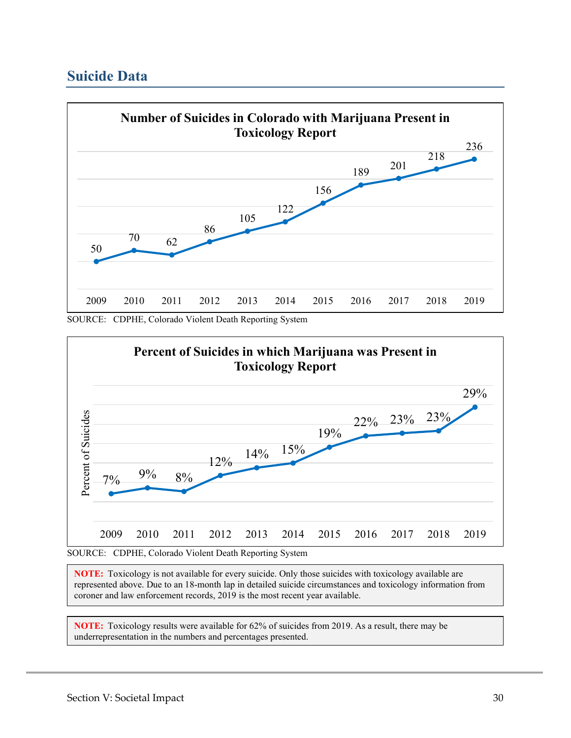## Suicide Data

**Number of Suicides in Colorado with Marijuana Present in Toxicology Report**

| Year | Number |
|---|---|
| 2009 | 50 |
| 2010 | 70 |
| 2011 | 62 |
| 2012 | 86 |
| 2013 | 105 |
| 2014 | 122 |
| 2015 | 156 |
| 2016 | 189 |
| 2017 | 201 |
| 2018 | 218 |
| 2019 | 236 |

SOURCE: CDPHE, Colorado Violent Death Reporting System

**Percent of Suicides in which Marijuana was Present in Toxicology Report**

| Year | Percent of Suicides |
|---|---|
| 2009 | 7% |
| 2010 | 9% |
| 2011 | 8% |
| 2012 | 12% |
| 2013 | 14% |
| 2014 | 15% |
| 2015 | 19% |
| 2016 | 22% |
| 2017 | 23% |
| 2018 | 23% |
| 2019 | 29% |

SOURCE: CDPHE, Colorado Violent Death Reporting System

**NOTE:** Toxicology is not available for every suicide. Only those suicides with toxicology available are represented above. Due to an 18-month lap in detailed suicide circumstances and toxicology information from coroner and law enforcement records, 2019 is the most recent year available.

**NOTE:** Toxicology results were available for 62% of suicides from 2019. As a result, there may be underrepresentation in the numbers and percentages presented.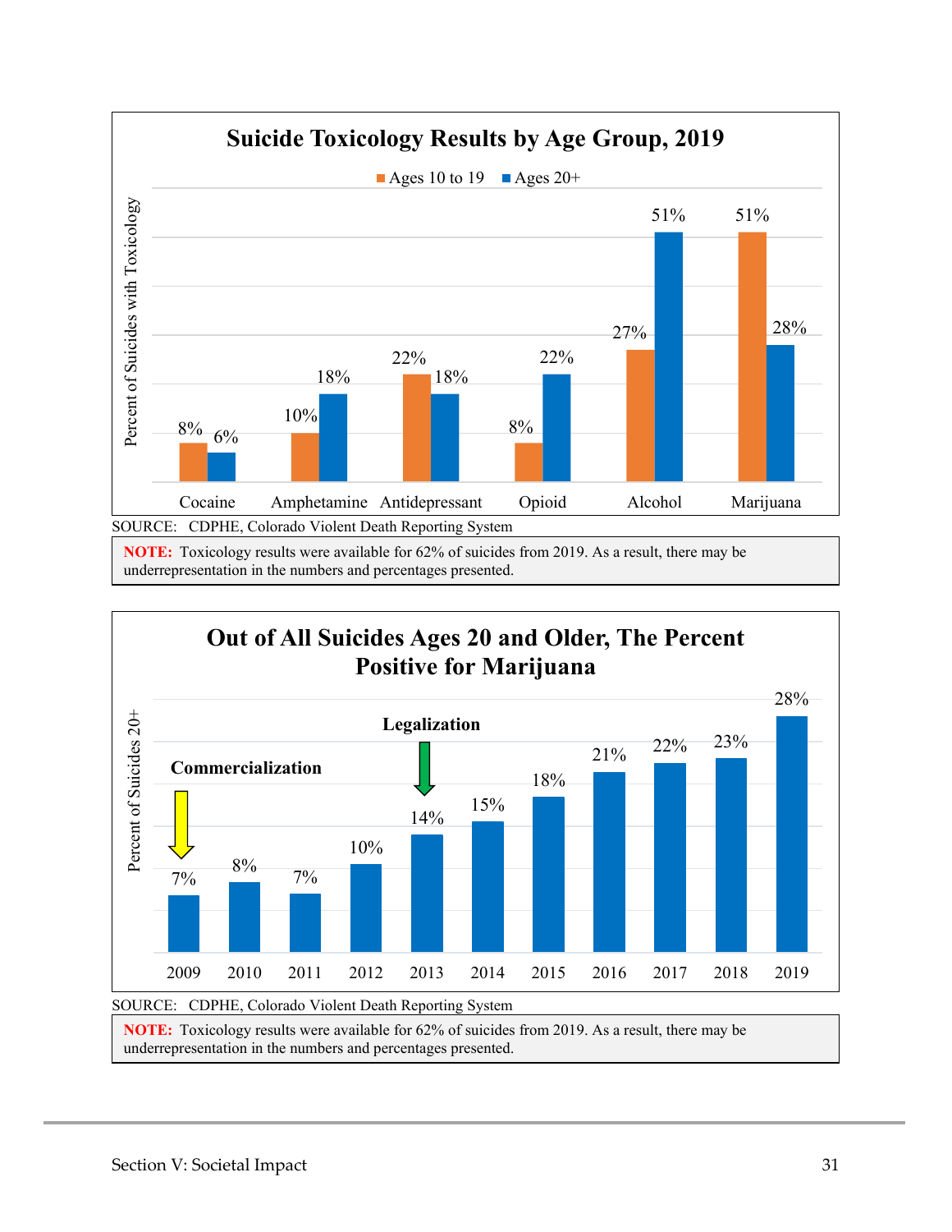**Suicide Toxicology Results by Age Group, 2019**

| | Ages 10 to 19 | Ages 20+ |
|---|---|---|
| Cocaine | 8% | 6% |
| Amphetamine | 10% | 18% |
| Antidepressant | 22% | 18% |
| Opioid | 8% | 22% |
| Alcohol | 27% | 51% |
| Marijuana | 51% | 28% |

Percent of Suicides with Toxicology

SOURCE: CDPHE, Colorado Violent Death Reporting System

**NOTE:** Toxicology results were available for 62% of suicides from 2019. As a result, there may be underrepresentation in the numbers and percentages presented.

**Out of All Suicides Ages 20 and Older, The Percent Positive for Marijuana**

| Year | Percent of Suicides 20+ |
|---|---|
| 2009 (Commercialization) | 7% |
| 2010 | 8% |
| 2011 | 7% |
| 2012 | 10% |
| 2013 (Legalization) | 14% |
| 2014 | 15% |
| 2015 | 18% |
| 2016 | 21% |
| 2017 | 22% |
| 2018 | 23% |
| 2019 | 28% |

SOURCE: CDPHE, Colorado Violent Death Reporting System

**NOTE:** Toxicology results were available for 62% of suicides from 2019. As a result, there may be underrepresentation in the numbers and percentages presented.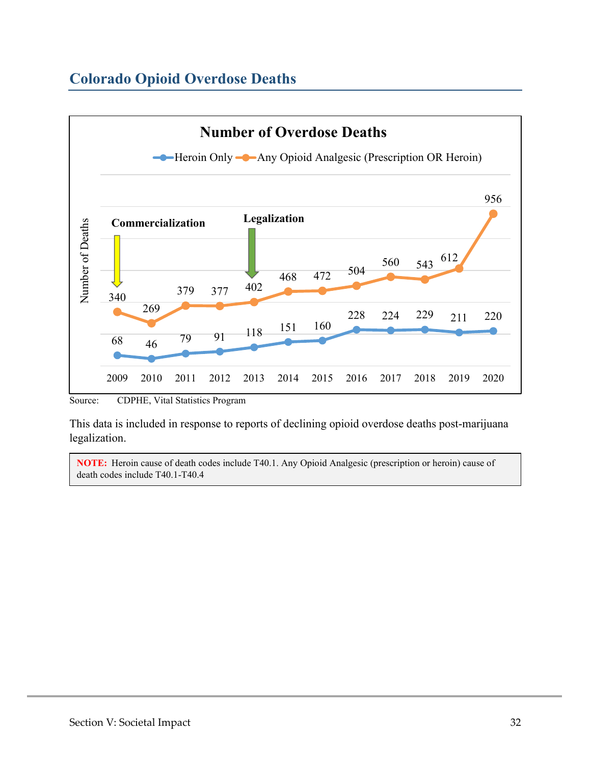## Colorado Opioid Overdose Deaths

**Number of Overdose Deaths**

| Year | Heroin Only | Any Opioid Analgesic (Prescription OR Heroin) |
|---|---|---|
| 2009 | 68 | 340 |
| 2010 | 46 | 269 |
| 2011 | 79 | 379 |
| 2012 | 91 | 377 |
| 2013 | 118 | 402 |
| 2014 | 151 | 468 |
| 2015 | 160 | 472 |
| 2016 | 228 | 504 |
| 2017 | 224 | 560 |
| 2018 | 229 | 543 |
| 2019 | 211 | 612 |
| 2020 | 220 | 956 |

Commercialization (2009); Legalization (2013)

Source: CDPHE, Vital Statistics Program

This data is included in response to reports of declining opioid overdose deaths post-marijuana legalization.

**NOTE:** Heroin cause of death codes include T40.1. Any Opioid Analgesic (prescription or heroin) cause of death codes include T40.1-T40.4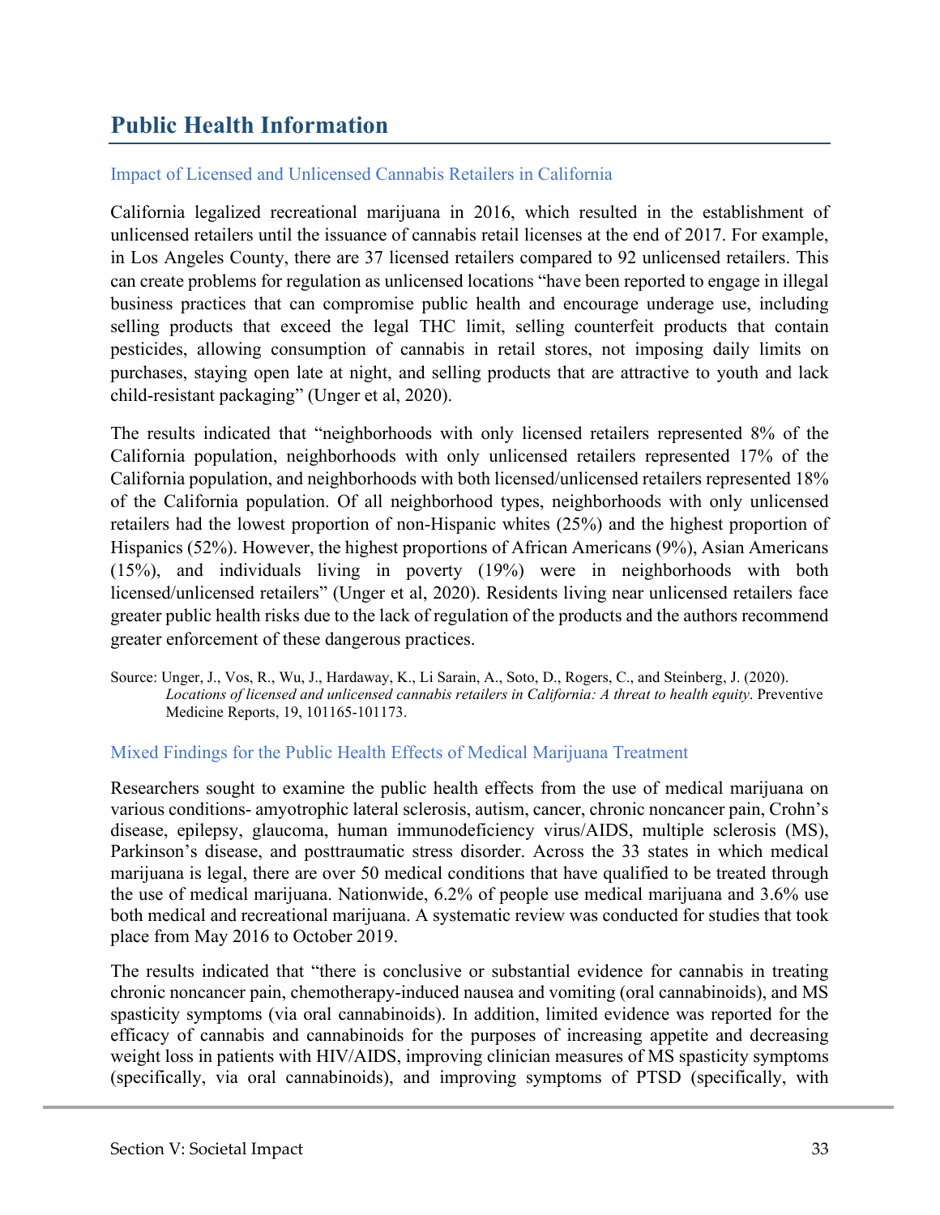## Public Health Information

### Impact of Licensed and Unlicensed Cannabis Retailers in California

California legalized recreational marijuana in 2016, which resulted in the establishment of unlicensed retailers until the issuance of cannabis retail licenses at the end of 2017. For example, in Los Angeles County, there are 37 licensed retailers compared to 92 unlicensed retailers. This can create problems for regulation as unlicensed locations "have been reported to engage in illegal business practices that can compromise public health and encourage underage use, including selling products that exceed the legal THC limit, selling counterfeit products that contain pesticides, allowing consumption of cannabis in retail stores, not imposing daily limits on purchases, staying open late at night, and selling products that are attractive to youth and lack child-resistant packaging" (Unger et al, 2020).

The results indicated that "neighborhoods with only licensed retailers represented 8% of the California population, neighborhoods with only unlicensed retailers represented 17% of the California population, and neighborhoods with both licensed/unlicensed retailers represented 18% of the California population. Of all neighborhood types, neighborhoods with only unlicensed retailers had the lowest proportion of non-Hispanic whites (25%) and the highest proportion of Hispanics (52%). However, the highest proportions of African Americans (9%), Asian Americans (15%), and individuals living in poverty (19%) were in neighborhoods with both licensed/unlicensed retailers" (Unger et al, 2020). Residents living near unlicensed retailers face greater public health risks due to the lack of regulation of the products and the authors recommend greater enforcement of these dangerous practices.

Source: Unger, J., Vos, R., Wu, J., Hardaway, K., Li Sarain, A., Soto, D., Rogers, C., and Steinberg, J. (2020). *Locations of licensed and unlicensed cannabis retailers in California: A threat to health equity*. Preventive Medicine Reports, 19, 101165-101173.

### Mixed Findings for the Public Health Effects of Medical Marijuana Treatment

Researchers sought to examine the public health effects from the use of medical marijuana on various conditions- amyotrophic lateral sclerosis, autism, cancer, chronic noncancer pain, Crohn's disease, epilepsy, glaucoma, human immunodeficiency virus/AIDS, multiple sclerosis (MS), Parkinson's disease, and posttraumatic stress disorder. Across the 33 states in which medical marijuana is legal, there are over 50 medical conditions that have qualified to be treated through the use of medical marijuana. Nationwide, 6.2% of people use medical marijuana and 3.6% use both medical and recreational marijuana. A systematic review was conducted for studies that took place from May 2016 to October 2019.

The results indicated that "there is conclusive or substantial evidence for cannabis in treating chronic noncancer pain, chemotherapy-induced nausea and vomiting (oral cannabinoids), and MS spasticity symptoms (via oral cannabinoids). In addition, limited evidence was reported for the efficacy of cannabis and cannabinoids for the purposes of increasing appetite and decreasing weight loss in patients with HIV/AIDS, improving clinician measures of MS spasticity symptoms (specifically, via oral cannabinoids), and improving symptoms of PTSD (specifically, with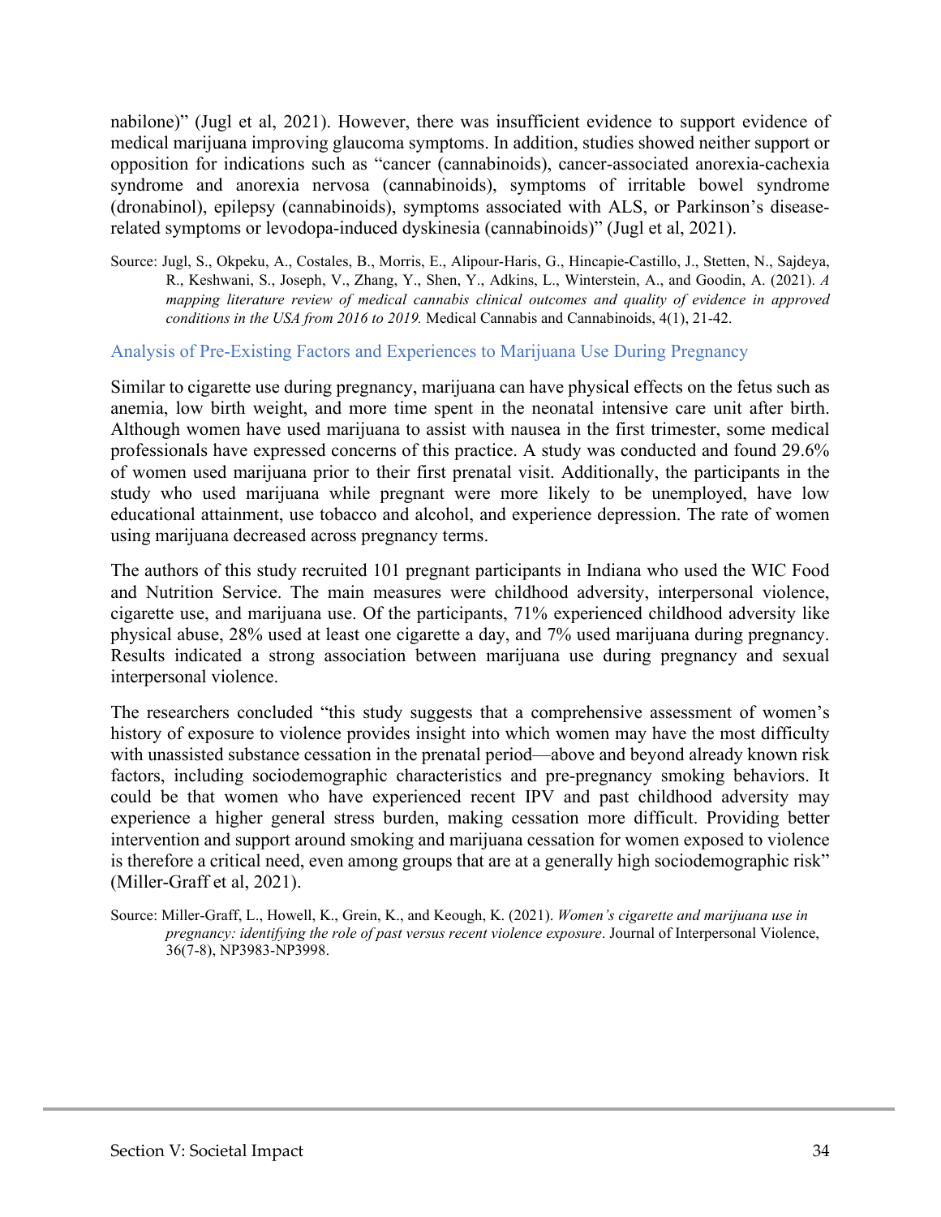nabilone)" (Jugl et al, 2021). However, there was insufficient evidence to support evidence of medical marijuana improving glaucoma symptoms. In addition, studies showed neither support or opposition for indications such as "cancer (cannabinoids), cancer-associated anorexia-cachexia syndrome and anorexia nervosa (cannabinoids), symptoms of irritable bowel syndrome (dronabinol), epilepsy (cannabinoids), symptoms associated with ALS, or Parkinson's disease-related symptoms or levodopa-induced dyskinesia (cannabinoids)" (Jugl et al, 2021).

Source: Jugl, S., Okpeku, A., Costales, B., Morris, E., Alipour-Haris, G., Hincapie-Castillo, J., Stetten, N., Sajdeya, R., Keshwani, S., Joseph, V., Zhang, Y., Shen, Y., Adkins, L., Winterstein, A., and Goodin, A. (2021). *A mapping literature review of medical cannabis clinical outcomes and quality of evidence in approved conditions in the USA from 2016 to 2019.* Medical Cannabis and Cannabinoids, 4(1), 21-42.

### Analysis of Pre-Existing Factors and Experiences to Marijuana Use During Pregnancy

Similar to cigarette use during pregnancy, marijuana can have physical effects on the fetus such as anemia, low birth weight, and more time spent in the neonatal intensive care unit after birth. Although women have used marijuana to assist with nausea in the first trimester, some medical professionals have expressed concerns of this practice. A study was conducted and found 29.6% of women used marijuana prior to their first prenatal visit. Additionally, the participants in the study who used marijuana while pregnant were more likely to be unemployed, have low educational attainment, use tobacco and alcohol, and experience depression. The rate of women using marijuana decreased across pregnancy terms.

The authors of this study recruited 101 pregnant participants in Indiana who used the WIC Food and Nutrition Service. The main measures were childhood adversity, interpersonal violence, cigarette use, and marijuana use. Of the participants, 71% experienced childhood adversity like physical abuse, 28% used at least one cigarette a day, and 7% used marijuana during pregnancy. Results indicated a strong association between marijuana use during pregnancy and sexual interpersonal violence.

The researchers concluded "this study suggests that a comprehensive assessment of women's history of exposure to violence provides insight into which women may have the most difficulty with unassisted substance cessation in the prenatal period—above and beyond already known risk factors, including sociodemographic characteristics and pre-pregnancy smoking behaviors. It could be that women who have experienced recent IPV and past childhood adversity may experience a higher general stress burden, making cessation more difficult. Providing better intervention and support around smoking and marijuana cessation for women exposed to violence is therefore a critical need, even among groups that are at a generally high sociodemographic risk" (Miller-Graff et al, 2021).

Source: Miller-Graff, L., Howell, K., Grein, K., and Keough, K. (2021). *Women's cigarette and marijuana use in pregnancy: identifying the role of past versus recent violence exposure*. Journal of Interpersonal Violence, 36(7-8), NP3983-NP3998.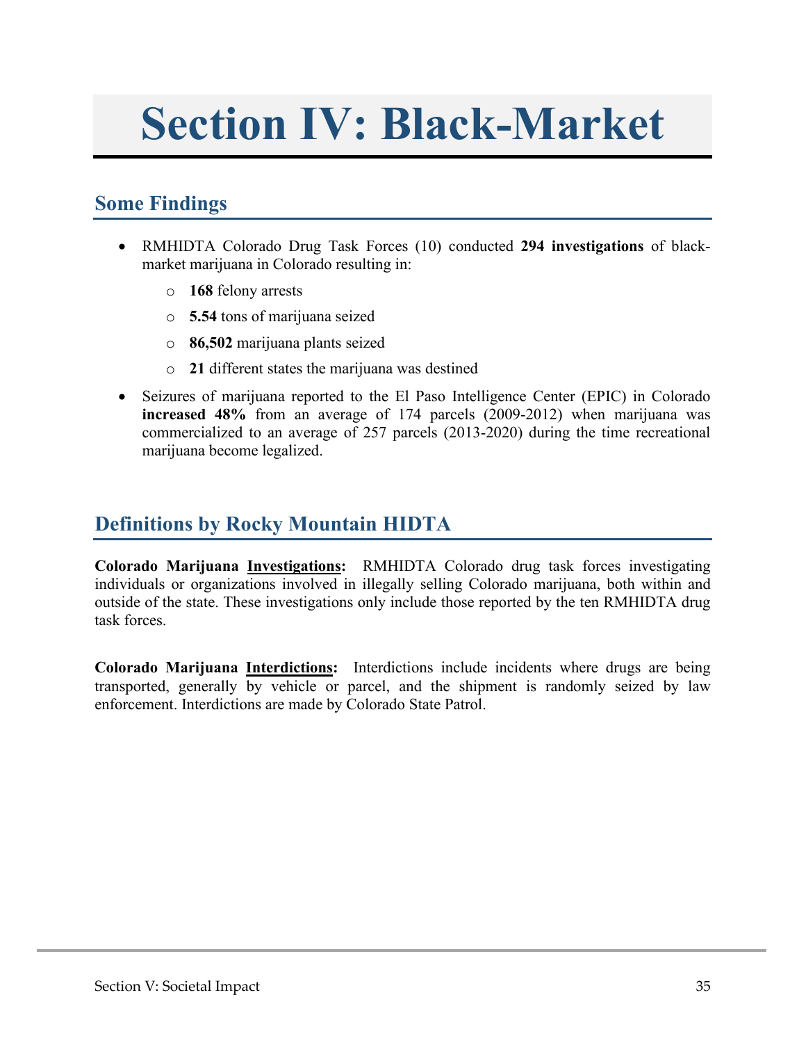# Section IV: Black-Market

## Some Findings

- RMHIDTA Colorado Drug Task Forces (10) conducted **294 investigations** of black-market marijuana in Colorado resulting in:
  - **168** felony arrests
  - **5.54** tons of marijuana seized
  - **86,502** marijuana plants seized
  - **21** different states the marijuana was destined
- Seizures of marijuana reported to the El Paso Intelligence Center (EPIC) in Colorado **increased 48%** from an average of 174 parcels (2009-2012) when marijuana was commercialized to an average of 257 parcels (2013-2020) during the time recreational marijuana become legalized.

## Definitions by Rocky Mountain HIDTA

**Colorado Marijuana <u>Investigations</u>:** RMHIDTA Colorado drug task forces investigating individuals or organizations involved in illegally selling Colorado marijuana, both within and outside of the state. These investigations only include those reported by the ten RMHIDTA drug task forces.

**Colorado Marijuana <u>Interdictions</u>:** Interdictions include incidents where drugs are being transported, generally by vehicle or parcel, and the shipment is randomly seized by law enforcement. Interdictions are made by Colorado State Patrol.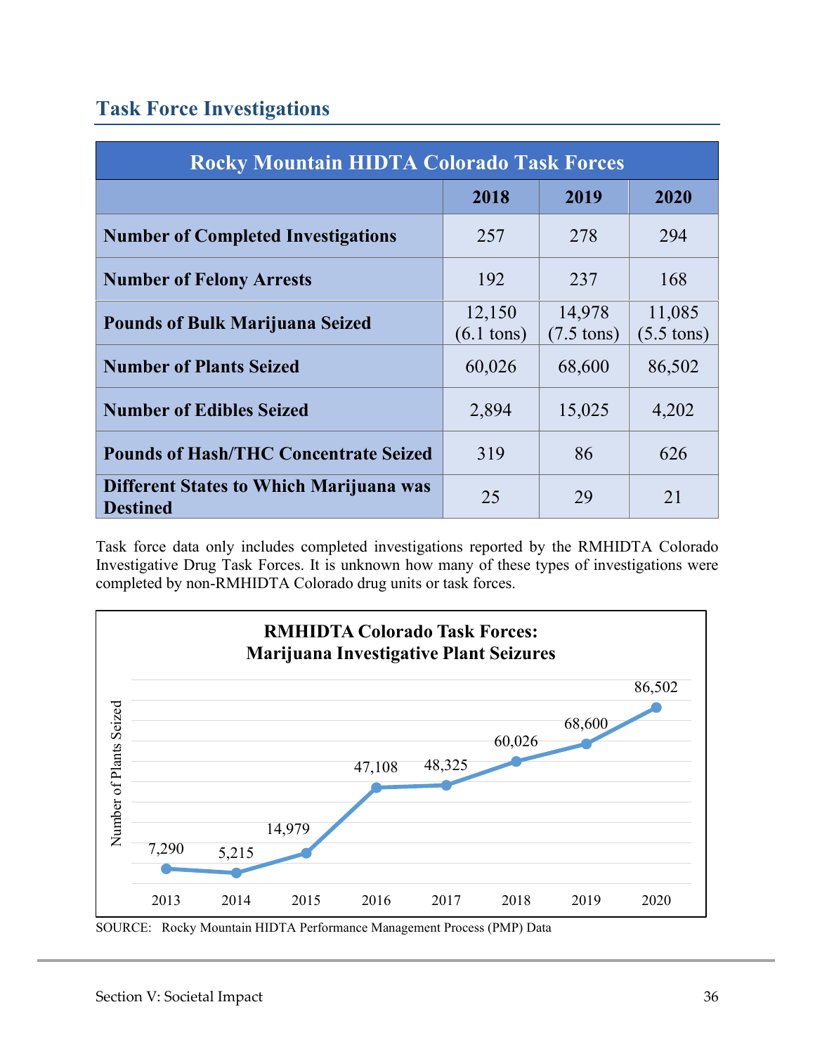## Task Force Investigations

| Rocky Mountain HIDTA Colorado Task Forces | | | |
|---|---|---|---|
| | **2018** | **2019** | **2020** |
| **Number of Completed Investigations** | 257 | 278 | 294 |
| **Number of Felony Arrests** | 192 | 237 | 168 |
| **Pounds of Bulk Marijuana Seized** | 12,150 (6.1 tons) | 14,978 (7.5 tons) | 11,085 (5.5 tons) |
| **Number of Plants Seized** | 60,026 | 68,600 | 86,502 |
| **Number of Edibles Seized** | 2,894 | 15,025 | 4,202 |
| **Pounds of Hash/THC Concentrate Seized** | 319 | 86 | 626 |
| **Different States to Which Marijuana was Destined** | 25 | 29 | 21 |

Task force data only includes completed investigations reported by the RMHIDTA Colorado Investigative Drug Task Forces. It is unknown how many of these types of investigations were completed by non-RMHIDTA Colorado drug units or task forces.

**RMHIDTA Colorado Task Forces: Marijuana Investigative Plant Seizures**

| Year | Number of Plants Seized |
|---|---|
| 2013 | 7,290 |
| 2014 | 5,215 |
| 2015 | 14,979 |
| 2016 | 47,108 |
| 2017 | 48,325 |
| 2018 | 60,026 |
| 2019 | 68,600 |
| 2020 | 86,502 |

SOURCE: Rocky Mountain HIDTA Performance Management Process (PMP) Data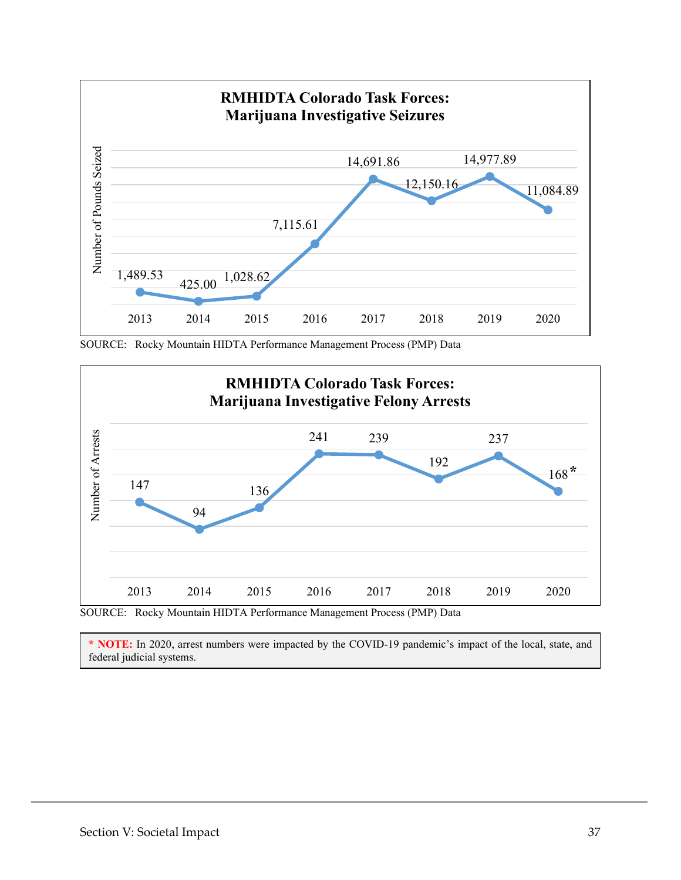**RMHIDTA Colorado Task Forces: Marijuana Investigative Seizures**

| Year | Number of Pounds Seized |
|---|---|
| 2013 | 1,489.53 |
| 2014 | 425.00 |
| 2015 | 1,028.62 |
| 2016 | 7,115.61 |
| 2017 | 14,691.86 |
| 2018 | 12,150.16 |
| 2019 | 14,977.89 |
| 2020 | 11,084.89 |

SOURCE: Rocky Mountain HIDTA Performance Management Process (PMP) Data

**RMHIDTA Colorado Task Forces: Marijuana Investigative Felony Arrests**

| Year | Number of Arrests |
|---|---|
| 2013 | 147 |
| 2014 | 94 |
| 2015 | 136 |
| 2016 | 241 |
| 2017 | 239 |
| 2018 | 192 |
| 2019 | 237 |
| 2020 | 168* |

SOURCE: Rocky Mountain HIDTA Performance Management Process (PMP) Data

**\* NOTE:** In 2020, arrest numbers were impacted by the COVID-19 pandemic's impact of the local, state, and federal judicial systems.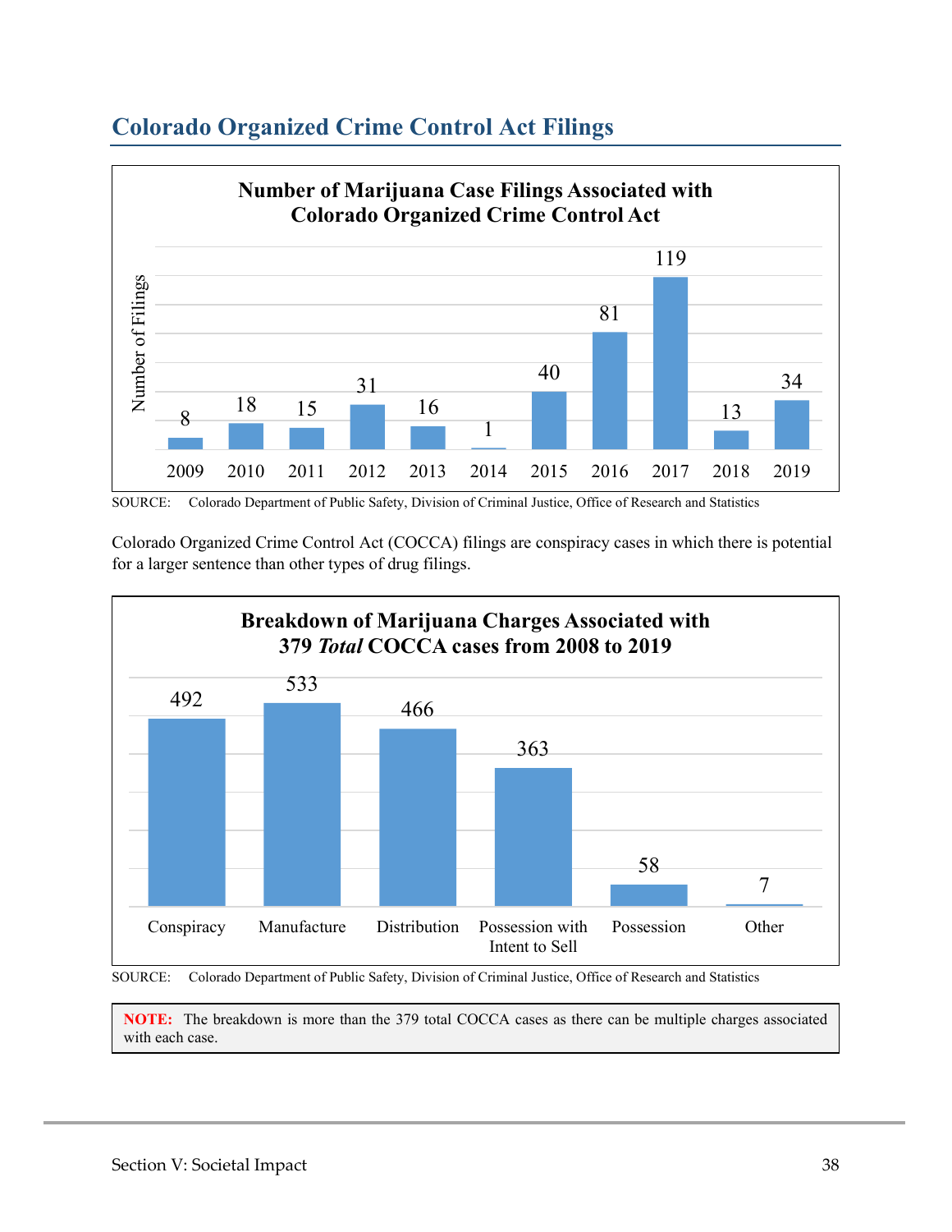## Colorado Organized Crime Control Act Filings

**Number of Marijuana Case Filings Associated with Colorado Organized Crime Control Act**

| Year | Number of Filings |
|---|---|
| 2009 | 8 |
| 2010 | 18 |
| 2011 | 15 |
| 2012 | 31 |
| 2013 | 16 |
| 2014 | 1 |
| 2015 | 40 |
| 2016 | 81 |
| 2017 | 119 |
| 2018 | 13 |
| 2019 | 34 |

SOURCE: Colorado Department of Public Safety, Division of Criminal Justice, Office of Research and Statistics

Colorado Organized Crime Control Act (COCCA) filings are conspiracy cases in which there is potential for a larger sentence than other types of drug filings.

**Breakdown of Marijuana Charges Associated with 379 *Total* COCCA cases from 2008 to 2019**

| Charge | Number |
|---|---|
| Conspiracy | 492 |
| Manufacture | 533 |
| Distribution | 466 |
| Possession with Intent to Sell | 363 |
| Possession | 58 |
| Other | 7 |

SOURCE: Colorado Department of Public Safety, Division of Criminal Justice, Office of Research and Statistics

**NOTE:** The breakdown is more than the 379 total COCCA cases as there can be multiple charges associated with each case.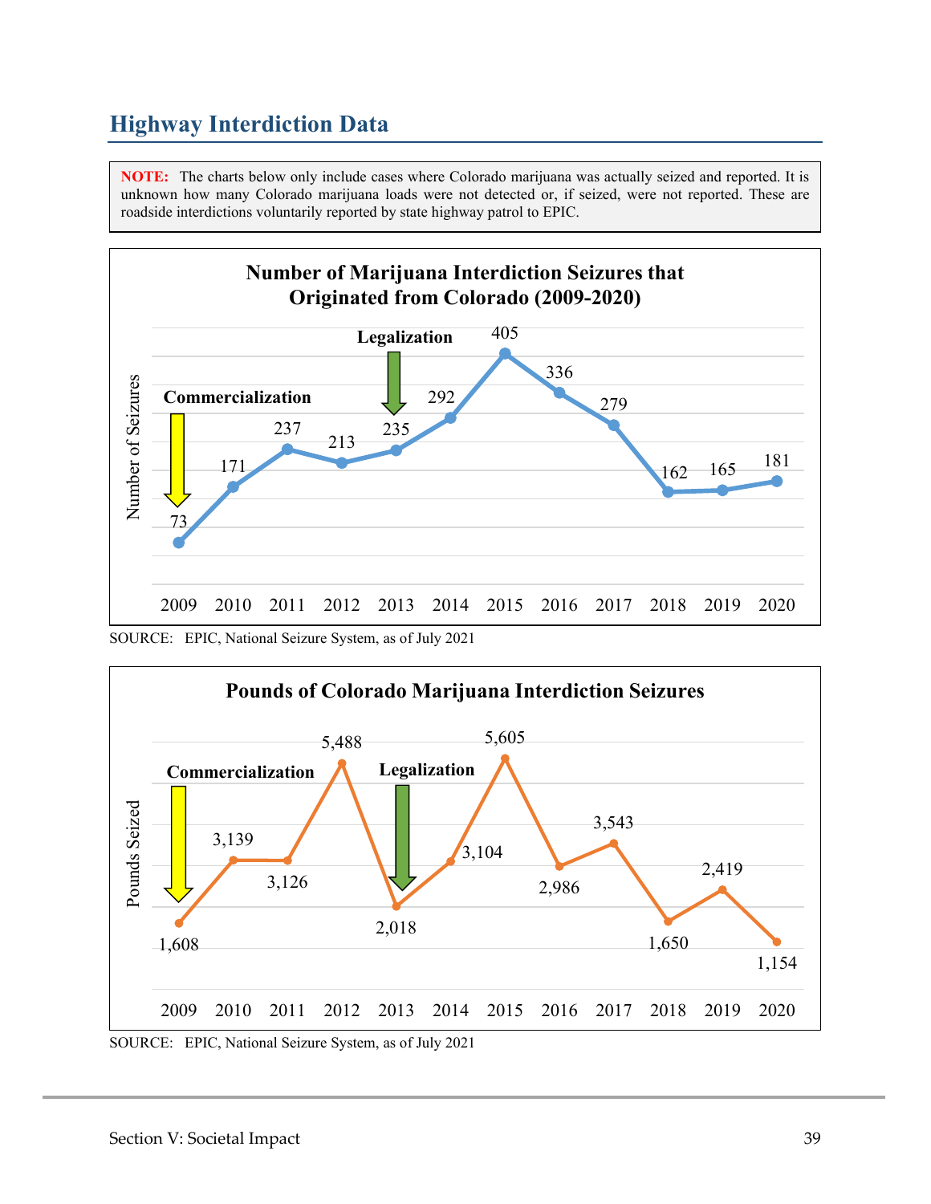## Highway Interdiction Data

**NOTE:** The charts below only include cases where Colorado marijuana was actually seized and reported. It is unknown how many Colorado marijuana loads were not detected or, if seized, were not reported. These are roadside interdictions voluntarily reported by state highway patrol to EPIC.

**Number of Marijuana Interdiction Seizures that Originated from Colorado (2009-2020)**

| Year | Number of Seizures |
|---|---|
| 2009 | 73 |
| 2010 | 171 |
| 2011 | 237 |
| 2012 | 213 |
| 2013 | 235 |
| 2014 | 292 |
| 2015 | 405 |
| 2016 | 336 |
| 2017 | 279 |
| 2018 | 162 |
| 2019 | 165 |
| 2020 | 181 |

Commercialization (2009); Legalization (2013)

SOURCE: EPIC, National Seizure System, as of July 2021

**Pounds of Colorado Marijuana Interdiction Seizures**

| Year | Pounds Seized |
|---|---|
| 2009 | 1,608 |
| 2010 | 3,139 |
| 2011 | 3,126 |
| 2012 | 5,488 |
| 2013 | 2,018 |
| 2014 | 3,104 |
| 2015 | 5,605 |
| 2016 | 2,986 |
| 2017 | 3,543 |
| 2018 | 1,650 |
| 2019 | 2,419 |
| 2020 | 1,154 |

Commercialization (2009); Legalization (2013)

SOURCE: EPIC, National Seizure System, as of July 2021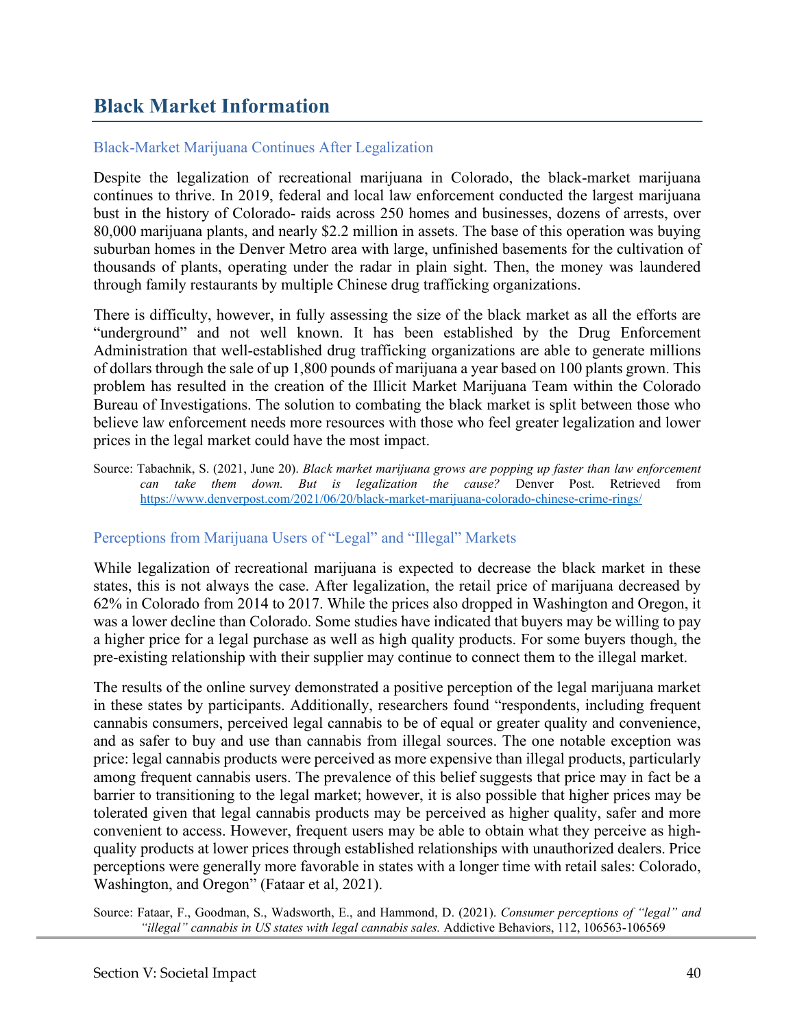## Black Market Information

### Black-Market Marijuana Continues After Legalization

Despite the legalization of recreational marijuana in Colorado, the black-market marijuana continues to thrive. In 2019, federal and local law enforcement conducted the largest marijuana bust in the history of Colorado- raids across 250 homes and businesses, dozens of arrests, over 80,000 marijuana plants, and nearly $2.2 million in assets. The base of this operation was buying suburban homes in the Denver Metro area with large, unfinished basements for the cultivation of thousands of plants, operating under the radar in plain sight. Then, the money was laundered through family restaurants by multiple Chinese drug trafficking organizations.

There is difficulty, however, in fully assessing the size of the black market as all the efforts are "underground" and not well known. It has been established by the Drug Enforcement Administration that well-established drug trafficking organizations are able to generate millions of dollars through the sale of up 1,800 pounds of marijuana a year based on 100 plants grown. This problem has resulted in the creation of the Illicit Market Marijuana Team within the Colorado Bureau of Investigations. The solution to combating the black market is split between those who believe law enforcement needs more resources with those who feel greater legalization and lower prices in the legal market could have the most impact.

Source: Tabachnik, S. (2021, June 20). *Black market marijuana grows are popping up faster than law enforcement can take them down. But is legalization the cause?* Denver Post. Retrieved from https://www.denverpost.com/2021/06/20/black-market-marijuana-colorado-chinese-crime-rings/

### Perceptions from Marijuana Users of "Legal" and "Illegal" Markets

While legalization of recreational marijuana is expected to decrease the black market in these states, this is not always the case. After legalization, the retail price of marijuana decreased by 62% in Colorado from 2014 to 2017. While the prices also dropped in Washington and Oregon, it was a lower decline than Colorado. Some studies have indicated that buyers may be willing to pay a higher price for a legal purchase as well as high quality products. For some buyers though, the pre-existing relationship with their supplier may continue to connect them to the illegal market.

The results of the online survey demonstrated a positive perception of the legal marijuana market in these states by participants. Additionally, researchers found "respondents, including frequent cannabis consumers, perceived legal cannabis to be of equal or greater quality and convenience, and as safer to buy and use than cannabis from illegal sources. The one notable exception was price: legal cannabis products were perceived as more expensive than illegal products, particularly among frequent cannabis users. The prevalence of this belief suggests that price may in fact be a barrier to transitioning to the legal market; however, it is also possible that higher prices may be tolerated given that legal cannabis products may be perceived as higher quality, safer and more convenient to access. However, frequent users may be able to obtain what they perceive as high-quality products at lower prices through established relationships with unauthorized dealers. Price perceptions were generally more favorable in states with a longer time with retail sales: Colorado, Washington, and Oregon" (Fataar et al, 2021).

Source: Fataar, F., Goodman, S., Wadsworth, E., and Hammond, D. (2021). *Consumer perceptions of "legal" and "illegal" cannabis in US states with legal cannabis sales.* Addictive Behaviors, 112, 106563-106569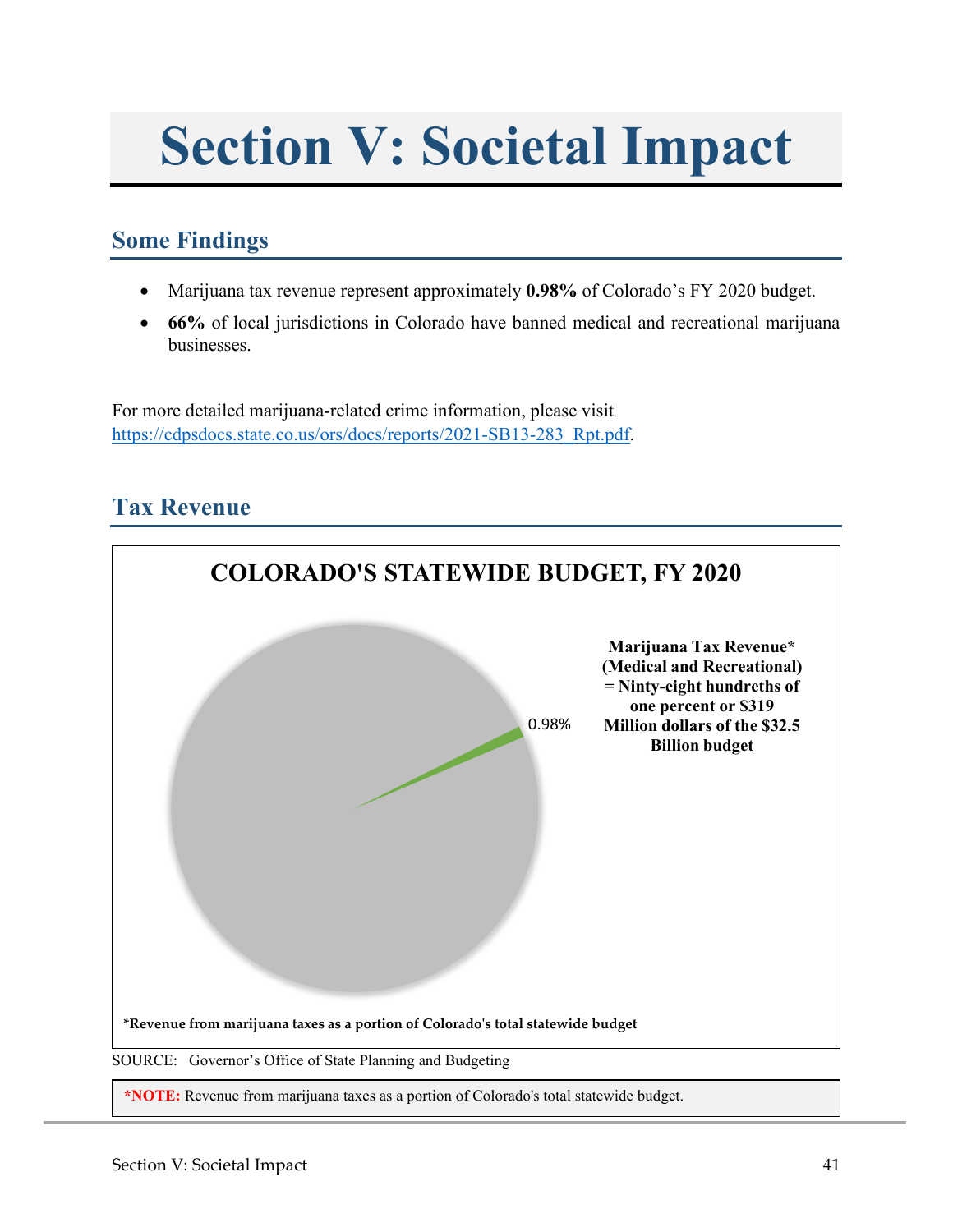# Section V: Societal Impact

## Some Findings

- Marijuana tax revenue represent approximately **0.98%** of Colorado's FY 2020 budget.
- **66%** of local jurisdictions in Colorado have banned medical and recreational marijuana businesses.

For more detailed marijuana-related crime information, please visit [https://cdpsdocs.state.co.us/ors/docs/reports/2021-SB13-283_Rpt.pdf](https://cdpsdocs.state.co.us/ors/docs/reports/2021-SB13-283_Rpt.pdf).

## Tax Revenue

**COLORADO'S STATEWIDE BUDGET, FY 2020**

0.98%

**Marijuana Tax Revenue* (Medical and Recreational) = Ninty-eight hundreths of one percent or $319 Million dollars of the $32.5 Billion budget**

***Revenue from marijuana taxes as a portion of Colorado's total statewide budget**

SOURCE: Governor's Office of State Planning and Budgeting

***NOTE:** Revenue from marijuana taxes as a portion of Colorado's total statewide budget.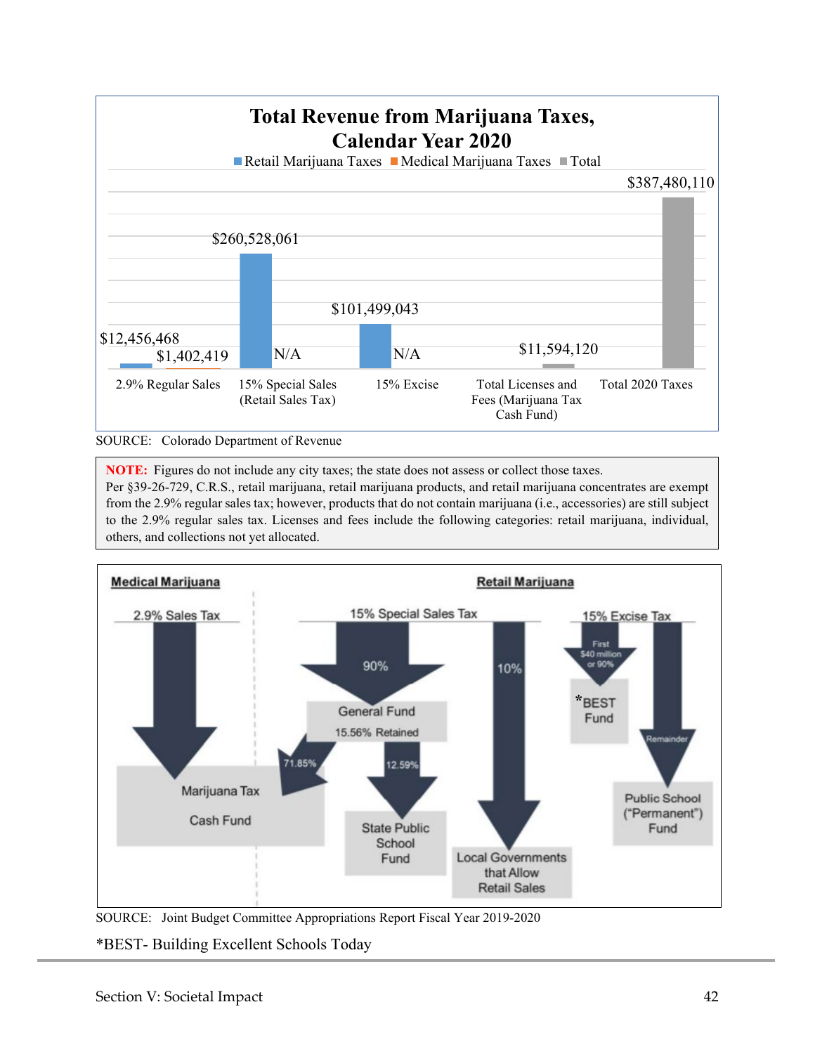**Total Revenue from Marijuana Taxes, Calendar Year 2020**

| | Retail Marijuana Taxes | Medical Marijuana Taxes | Total |
|---|---|---|---|
| 2.9% Regular Sales | $12,456,468 | $1,402,419 | |
| 15% Special Sales (Retail Sales Tax) | $260,528,061 | N/A | |
| 15% Excise | $101,499,043 | N/A | |
| Total Licenses and Fees (Marijuana Tax Cash Fund) | | | $11,594,120 |
| Total 2020 Taxes | | | $387,480,110 |

SOURCE: Colorado Department of Revenue

**NOTE:** Figures do not include any city taxes; the state does not assess or collect those taxes.
Per §39-26-729, C.R.S., retail marijuana, retail marijuana products, and retail marijuana concentrates are exempt from the 2.9% regular sales tax; however, products that do not contain marijuana (i.e., accessories) are still subject to the 2.9% regular sales tax. Licenses and fees include the following categories: retail marijuana, individual, others, and collections not yet allocated.

**Medical Marijuana**

- 2.9% Sales Tax → Marijuana Tax Cash Fund

**Retail Marijuana**

- 15% Special Sales Tax
  - 90% → General Fund (15.56% Retained)
    - 71.85% → Marijuana Tax Cash Fund
    - 12.59% → State Public School Fund
  - 10% → Local Governments that Allow Retail Sales
- 15% Excise Tax
  - First $40 million or 90% → *BEST Fund
  - Remainder → Public School ("Permanent") Fund

SOURCE: Joint Budget Committee Appropriations Report Fiscal Year 2019-2020

*BEST- Building Excellent Schools Today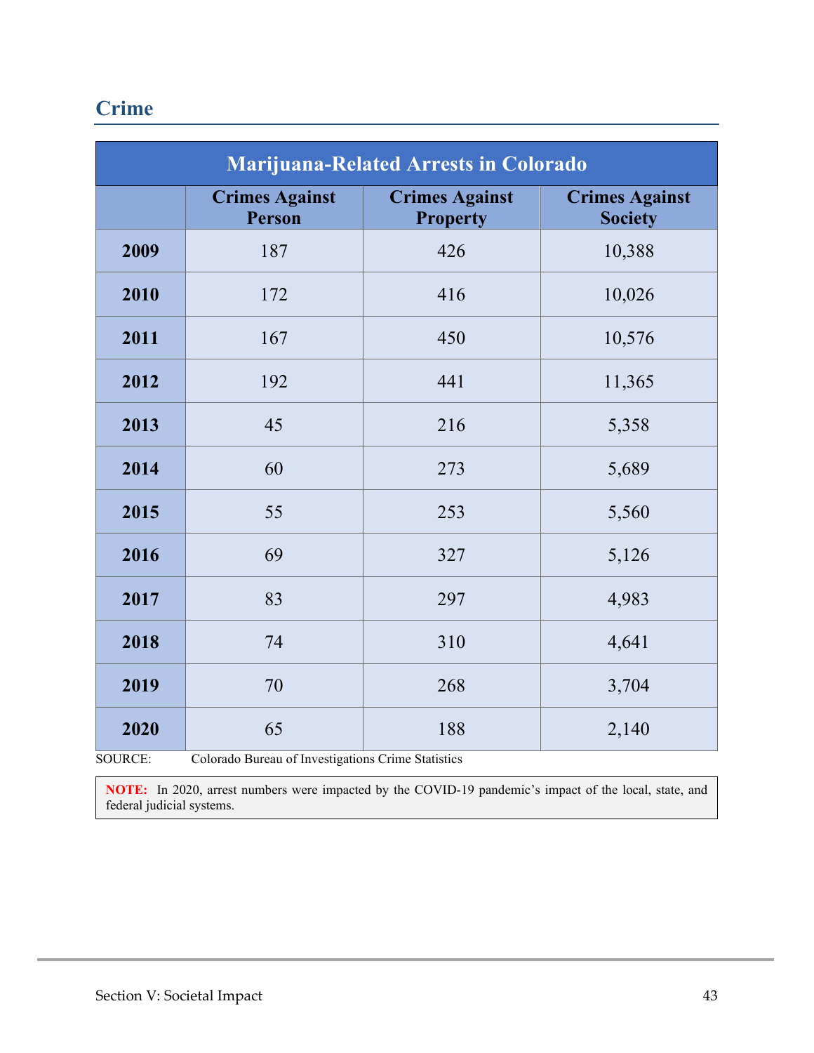## Crime

| Marijuana-Related Arrests in Colorado | | | |
|---|---|---|---|
| | **Crimes Against Person** | **Crimes Against Property** | **Crimes Against Society** |
| **2009** | 187 | 426 | 10,388 |
| **2010** | 172 | 416 | 10,026 |
| **2011** | 167 | 450 | 10,576 |
| **2012** | 192 | 441 | 11,365 |
| **2013** | 45 | 216 | 5,358 |
| **2014** | 60 | 273 | 5,689 |
| **2015** | 55 | 253 | 5,560 |
| **2016** | 69 | 327 | 5,126 |
| **2017** | 83 | 297 | 4,983 |
| **2018** | 74 | 310 | 4,641 |
| **2019** | 70 | 268 | 3,704 |
| **2020** | 65 | 188 | 2,140 |

SOURCE: Colorado Bureau of Investigations Crime Statistics

**NOTE:** In 2020, arrest numbers were impacted by the COVID-19 pandemic's impact of the local, state, and federal judicial systems.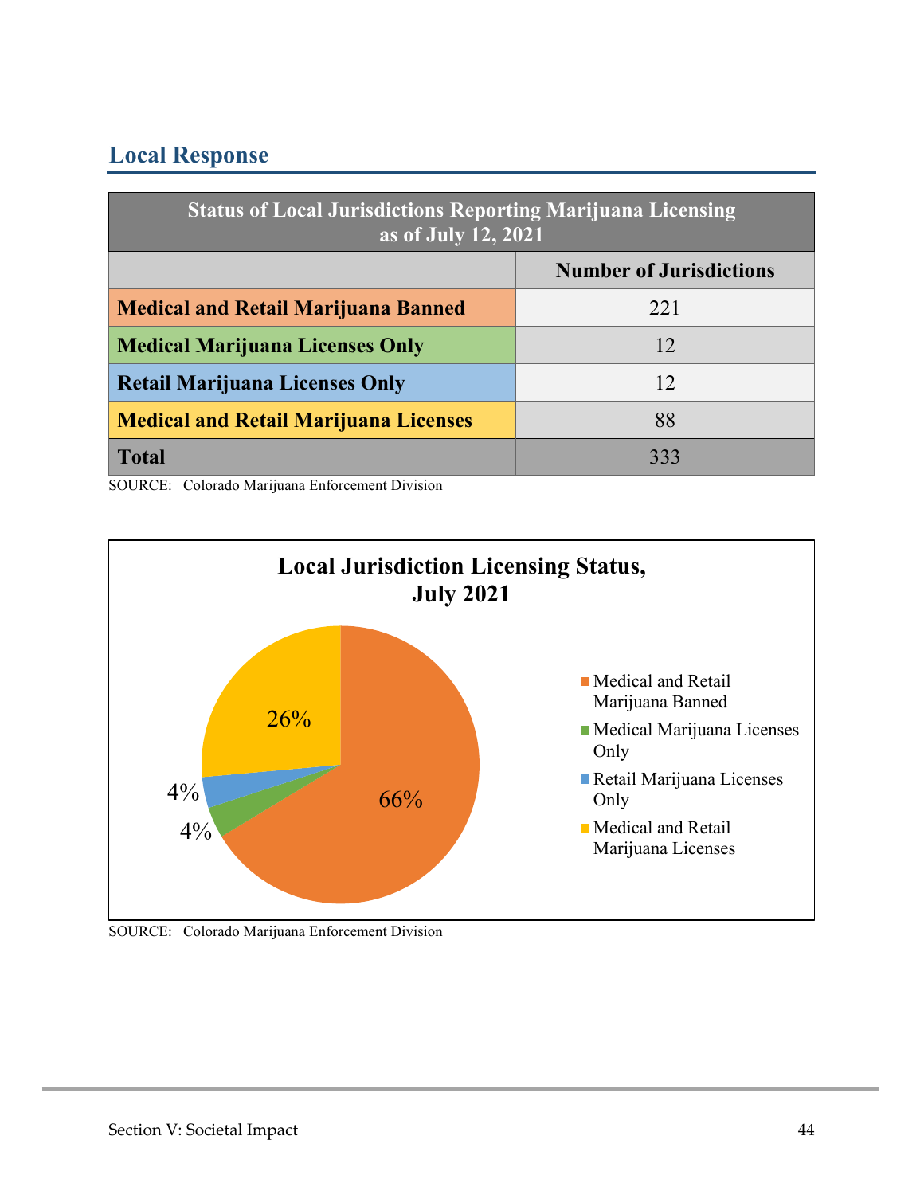## Local Response

| Status of Local Jurisdictions Reporting Marijuana Licensing as of July 12, 2021 | |
|---|---|
| | **Number of Jurisdictions** |
| **Medical and Retail Marijuana Banned** | 221 |
| **Medical Marijuana Licenses Only** | 12 |
| **Retail Marijuana Licenses Only** | 12 |
| **Medical and Retail Marijuana Licenses** | 88 |
| **Total** | 333 |

SOURCE: Colorado Marijuana Enforcement Division

**Local Jurisdiction Licensing Status, July 2021**

| Status | Percent |
|---|---|
| Medical and Retail Marijuana Banned | 66% |
| Medical Marijuana Licenses Only | 4% |
| Retail Marijuana Licenses Only | 4% |
| Medical and Retail Marijuana Licenses | 26% |

SOURCE: Colorado Marijuana Enforcement Division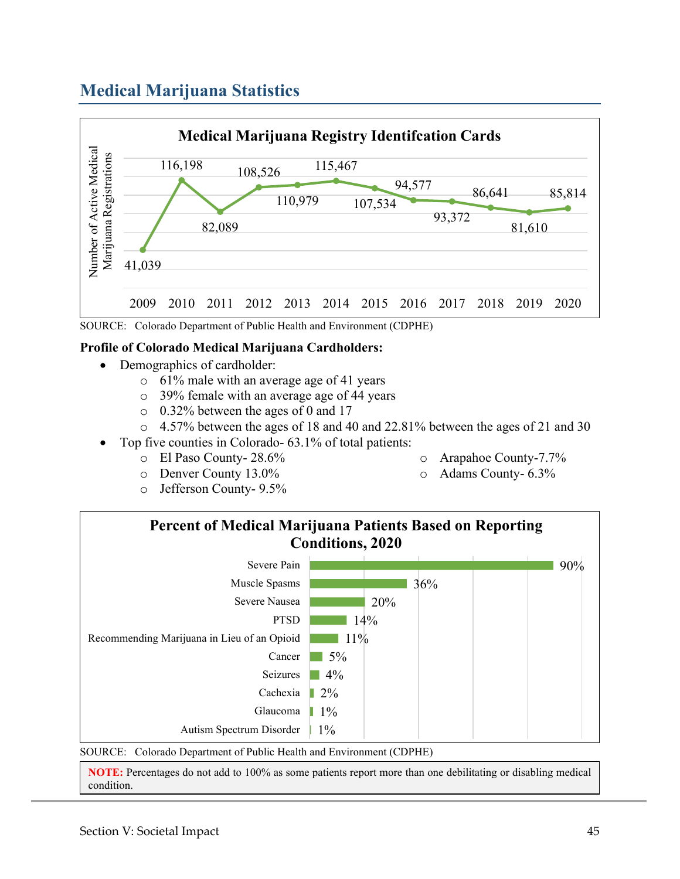## Medical Marijuana Statistics

**Medical Marijuana Registry Identifcation Cards**

| Year | Number of Active Medical Marijuana Registrations |
|---|---|
| 2009 | 41,039 |
| 2010 | 116,198 |
| 2011 | 82,089 |
| 2012 | 108,526 |
| 2013 | 110,979 |
| 2014 | 115,467 |
| 2015 | 107,534 |
| 2016 | 94,577 |
| 2017 | 93,372 |
| 2018 | 86,641 |
| 2019 | 81,610 |
| 2020 | 85,814 |

SOURCE: Colorado Department of Public Health and Environment (CDPHE)

**Profile of Colorado Medical Marijuana Cardholders:**

- Demographics of cardholder:
  - 61% male with an average age of 41 years
  - 39% female with an average age of 44 years
  - 0.32% between the ages of 0 and 17
  - 4.57% between the ages of 18 and 40 and 22.81% between the ages of 21 and 30
- Top five counties in Colorado- 63.1% of total patients:
  - El Paso County- 28.6%
  - Denver County 13.0%
  - Jefferson County- 9.5%
  - Arapahoe County-7.7%
  - Adams County- 6.3%

**Percent of Medical Marijuana Patients Based on Reporting Conditions, 2020**

| Condition | Percent |
|---|---|
| Severe Pain | 90% |
| Muscle Spasms | 36% |
| Severe Nausea | 20% |
| PTSD | 14% |
| Recommending Marijuana in Lieu of an Opioid | 11% |
| Cancer | 5% |
| Seizures | 4% |
| Cachexia | 2% |
| Glaucoma | 1% |
| Autism Spectrum Disorder | 1% |

SOURCE: Colorado Department of Public Health and Environment (CDPHE)

**NOTE:** Percentages do not add to 100% as some patients report more than one debilitating or disabling medical condition.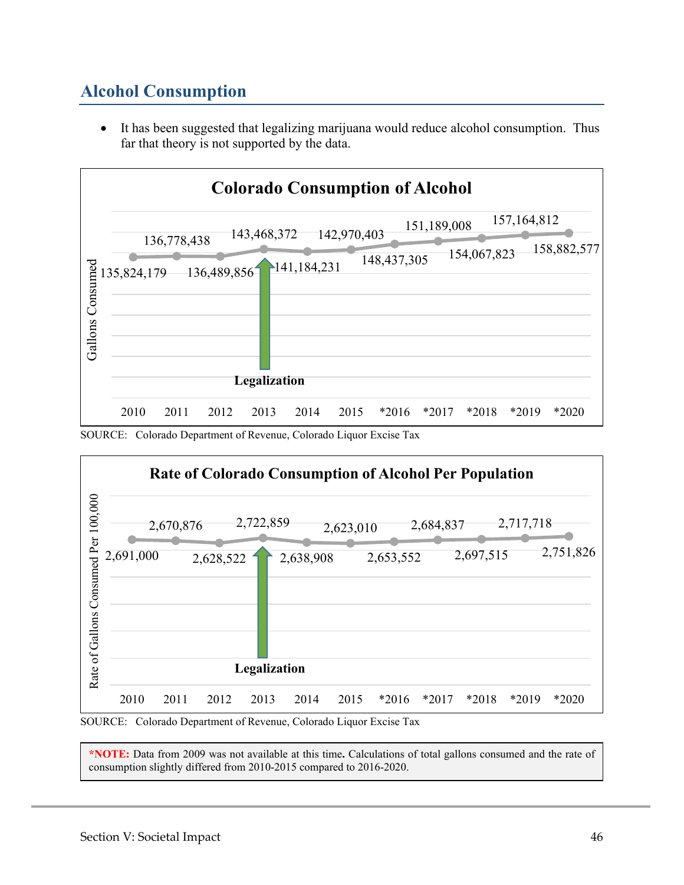## Alcohol Consumption

- It has been suggested that legalizing marijuana would reduce alcohol consumption. Thus far that theory is not supported by the data.

**Colorado Consumption of Alcohol**

| Year | Gallons Consumed |
|---|---|
| 2010 | 135,824,179 |
| 2011 | 136,778,438 |
| 2012 | 136,489,856 |
| 2013 | 143,468,372 |
| 2014 | 141,184,231 |
| 2015 | 142,970,403 |
| *2016 | 148,437,305 |
| *2017 | 151,189,008 |
| *2018 | 154,067,823 |
| *2019 | 157,164,812 |
| *2020 | 158,882,577 |

Legalization: 2013

SOURCE: Colorado Department of Revenue, Colorado Liquor Excise Tax

**Rate of Colorado Consumption of Alcohol Per Population**

| Year | Rate of Gallons Consumed Per 100,000 |
|---|---|
| 2010 | 2,691,000 |
| 2011 | 2,670,876 |
| 2012 | 2,628,522 |
| 2013 | 2,722,859 |
| 2014 | 2,638,908 |
| 2015 | 2,623,010 |
| *2016 | 2,653,552 |
| *2017 | 2,684,837 |
| *2018 | 2,697,515 |
| *2019 | 2,717,718 |
| *2020 | 2,751,826 |

Legalization: 2013

SOURCE: Colorado Department of Revenue, Colorado Liquor Excise Tax

**\*NOTE:** Data from 2009 was not available at this time**.** Calculations of total gallons consumed and the rate of consumption slightly differed from 2010-2015 compared to 2016-2020.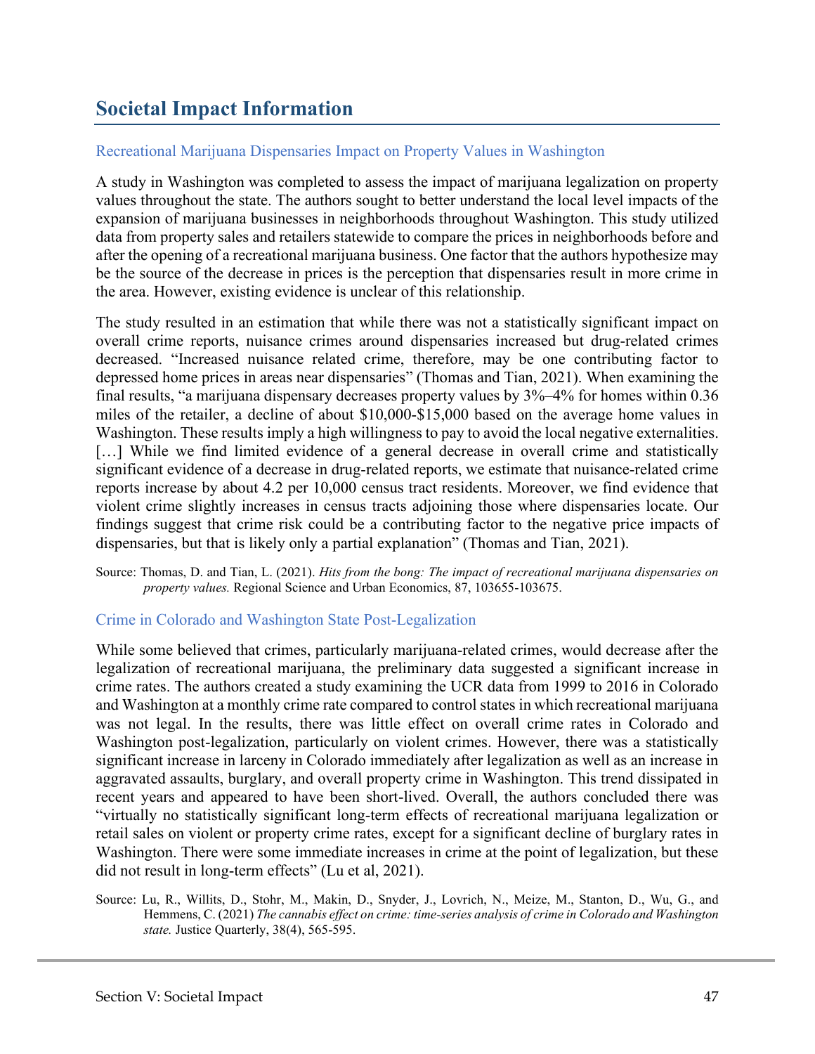## Societal Impact Information

### Recreational Marijuana Dispensaries Impact on Property Values in Washington

A study in Washington was completed to assess the impact of marijuana legalization on property values throughout the state. The authors sought to better understand the local level impacts of the expansion of marijuana businesses in neighborhoods throughout Washington. This study utilized data from property sales and retailers statewide to compare the prices in neighborhoods before and after the opening of a recreational marijuana business. One factor that the authors hypothesize may be the source of the decrease in prices is the perception that dispensaries result in more crime in the area. However, existing evidence is unclear of this relationship.

The study resulted in an estimation that while there was not a statistically significant impact on overall crime reports, nuisance crimes around dispensaries increased but drug-related crimes decreased. "Increased nuisance related crime, therefore, may be one contributing factor to depressed home prices in areas near dispensaries" (Thomas and Tian, 2021). When examining the final results, "a marijuana dispensary decreases property values by 3%–4% for homes within 0.36 miles of the retailer, a decline of about $10,000-$15,000 based on the average home values in Washington. These results imply a high willingness to pay to avoid the local negative externalities. […] While we find limited evidence of a general decrease in overall crime and statistically significant evidence of a decrease in drug-related reports, we estimate that nuisance-related crime reports increase by about 4.2 per 10,000 census tract residents. Moreover, we find evidence that violent crime slightly increases in census tracts adjoining those where dispensaries locate. Our findings suggest that crime risk could be a contributing factor to the negative price impacts of dispensaries, but that is likely only a partial explanation" (Thomas and Tian, 2021).

Source: Thomas, D. and Tian, L. (2021). *Hits from the bong: The impact of recreational marijuana dispensaries on property values.* Regional Science and Urban Economics, 87, 103655-103675.

### Crime in Colorado and Washington State Post-Legalization

While some believed that crimes, particularly marijuana-related crimes, would decrease after the legalization of recreational marijuana, the preliminary data suggested a significant increase in crime rates. The authors created a study examining the UCR data from 1999 to 2016 in Colorado and Washington at a monthly crime rate compared to control states in which recreational marijuana was not legal. In the results, there was little effect on overall crime rates in Colorado and Washington post-legalization, particularly on violent crimes. However, there was a statistically significant increase in larceny in Colorado immediately after legalization as well as an increase in aggravated assaults, burglary, and overall property crime in Washington. This trend dissipated in recent years and appeared to have been short-lived. Overall, the authors concluded there was "virtually no statistically significant long-term effects of recreational marijuana legalization or retail sales on violent or property crime rates, except for a significant decline of burglary rates in Washington. There were some immediate increases in crime at the point of legalization, but these did not result in long-term effects" (Lu et al, 2021).

Source: Lu, R., Willits, D., Stohr, M., Makin, D., Snyder, J., Lovrich, N., Meize, M., Stanton, D., Wu, G., and Hemmens, C. (2021) *The cannabis effect on crime: time-series analysis of crime in Colorado and Washington state.* Justice Quarterly, 38(4), 565-595.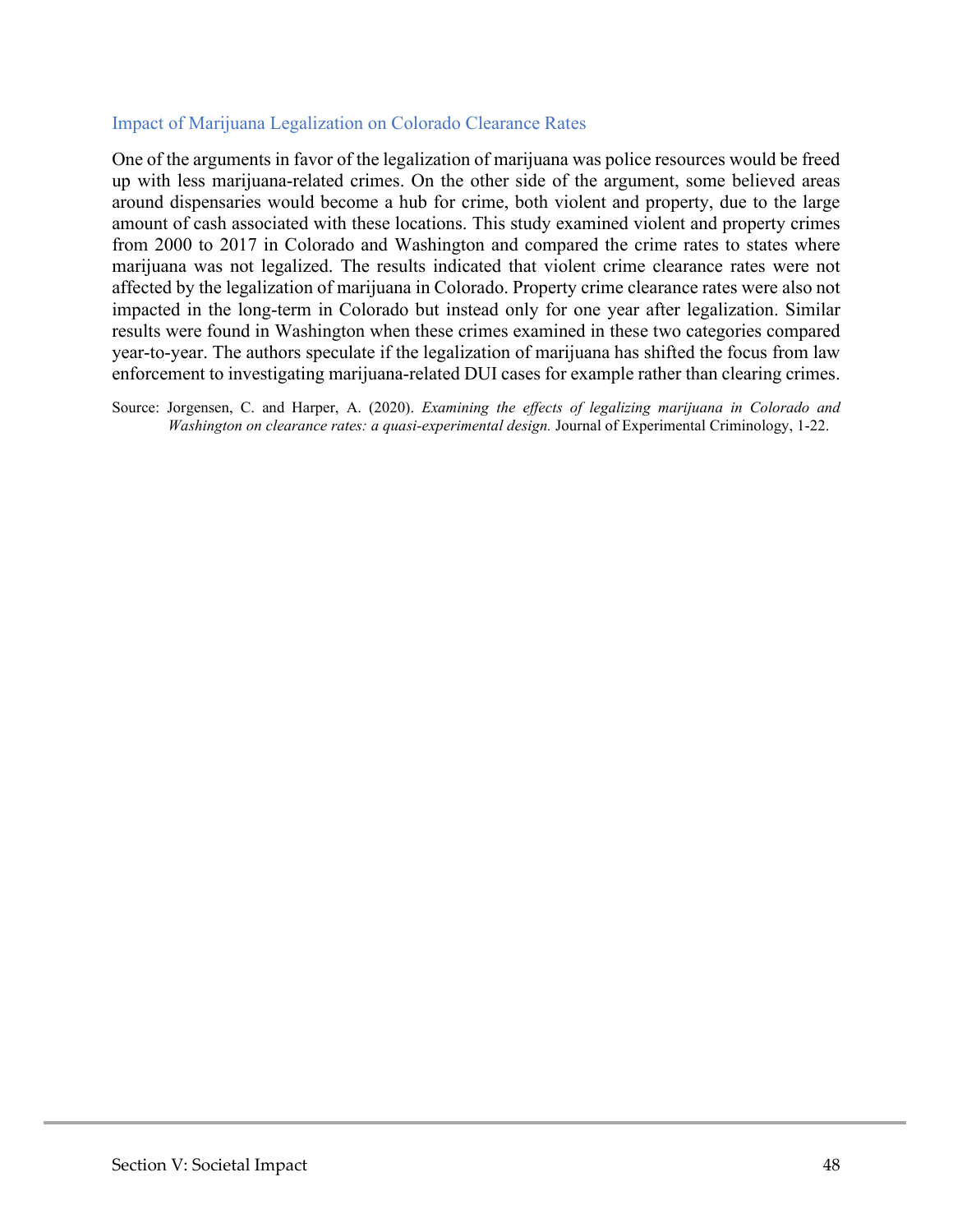### Impact of Marijuana Legalization on Colorado Clearance Rates

One of the arguments in favor of the legalization of marijuana was police resources would be freed up with less marijuana-related crimes. On the other side of the argument, some believed areas around dispensaries would become a hub for crime, both violent and property, due to the large amount of cash associated with these locations. This study examined violent and property crimes from 2000 to 2017 in Colorado and Washington and compared the crime rates to states where marijuana was not legalized. The results indicated that violent crime clearance rates were not affected by the legalization of marijuana in Colorado. Property crime clearance rates were also not impacted in the long-term in Colorado but instead only for one year after legalization. Similar results were found in Washington when these crimes examined in these two categories compared year-to-year. The authors speculate if the legalization of marijuana has shifted the focus from law enforcement to investigating marijuana-related DUI cases for example rather than clearing crimes.

Source: Jorgensen, C. and Harper, A. (2020). *Examining the effects of legalizing marijuana in Colorado and Washington on clearance rates: a quasi-experimental design.* Journal of Experimental Criminology, 1-22.